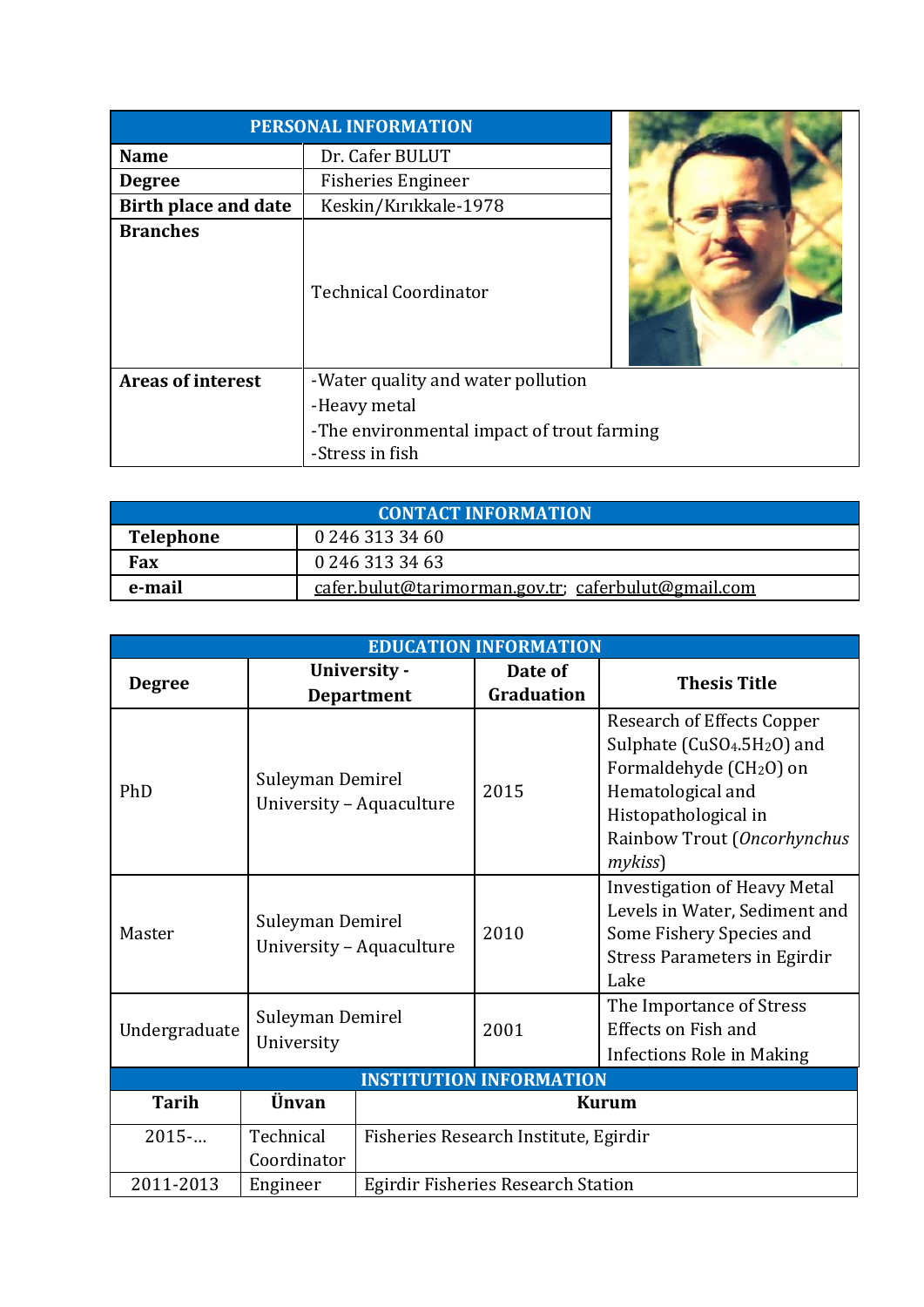| PERSONAL INFORMATION | |
|---|---|
| **Name** | Dr. Cafer BULUT |
| **Degree** | Fisheries Engineer |
| **Birth place and date** | Keskin/Kırıkkale-1978 |
| **Branches** | Technical Coordinator |
| **Areas of interest** | -Water quality and water pollution<br>-Heavy metal<br>-The environmental impact of trout farming<br>-Stress in fish |

| CONTACT INFORMATION | |
|---|---|
| **Telephone** | 0 246 313 34 60 |
| **Fax** | 0 246 313 34 63 |
| **e-mail** | cafer.bulut@tarimorman.gov.tr; caferbulut@gmail.com |

| EDUCATION INFORMATION | | | |
|---|---|---|---|
| **Degree** | **University - Department** | **Date of Graduation** | **Thesis Title** |
| PhD | Suleyman Demirel University – Aquaculture | 2015 | Research of Effects Copper Sulphate ($CuSO_4.5H_2O$) and Formaldehyde ($CH_2O$) on Hematological and Histopathological in Rainbow Trout (*Oncorhynchus mykiss*) |
| Master | Suleyman Demirel University – Aquaculture | 2010 | Investigation of Heavy Metal Levels in Water, Sediment and Some Fishery Species and Stress Parameters in Egirdir Lake |
| Undergraduate | Suleyman Demirel University | 2001 | The Importance of Stress Effects on Fish and Infections Role in Making |

| INSTITUTION INFORMATION | | |
|---|---|---|
| **Tarih** | **Ünvan** | **Kurum** |
| 2015-... | Technical Coordinator | Fisheries Research Institute, Egirdir |
| 2011-2013 | Engineer | Egirdir Fisheries Research Station |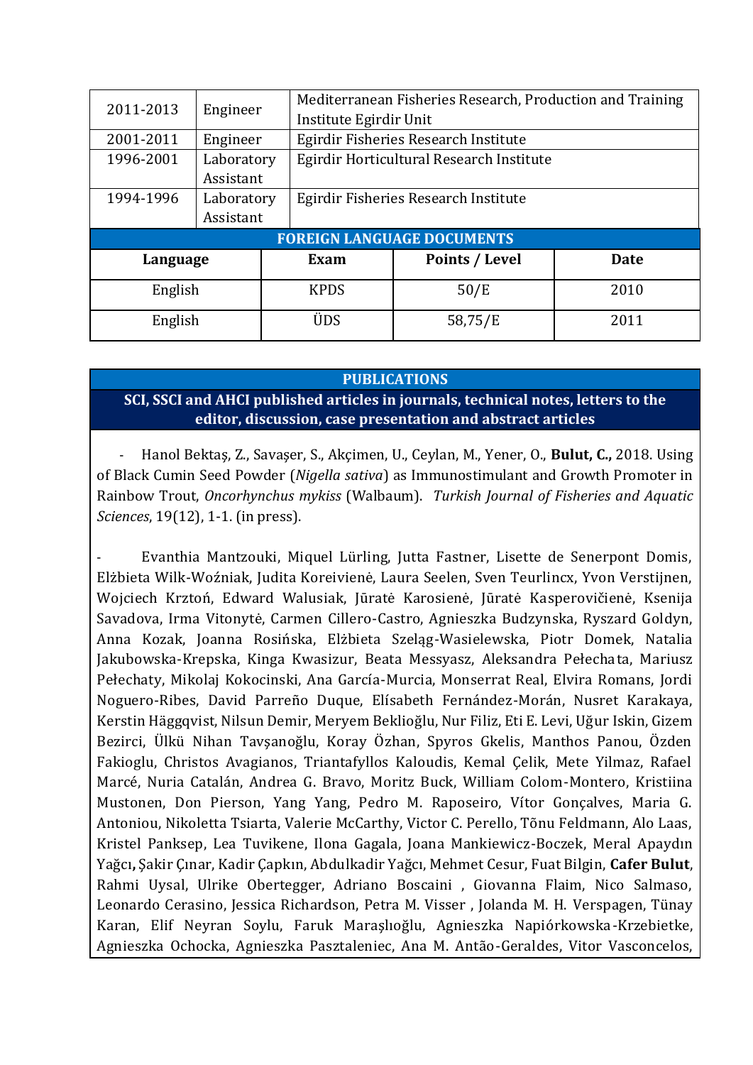| | | |
|---|---|---|
| 2011-2013 | Engineer | Mediterranean Fisheries Research, Production and Training Institute Egirdir Unit |
| 2001-2011 | Engineer | Egirdir Fisheries Research Institute |
| 1996-2001 | Laboratory Assistant | Egirdir Horticultural Research Institute |
| 1994-1996 | Laboratory Assistant | Egirdir Fisheries Research Institute |

**FOREIGN LANGUAGE DOCUMENTS**

| Language | Exam | Points / Level | Date |
|---|---|---|---|
| English | KPDS | 50/E | 2010 |
| English | ÜDS | 58,75/E | 2011 |

## PUBLICATIONS

### SCI, SSCI and AHCI published articles in journals, technical notes, letters to the editor, discussion, case presentation and abstract articles

- Hanol Bektaş, Z., Savaşer, S., Akçimen, U., Ceylan, M., Yener, O., **Bulut, C.,** 2018. Using of Black Cumin Seed Powder (*Nigella sativa*) as Immunostimulant and Growth Promoter in Rainbow Trout, *Oncorhynchus mykiss* (Walbaum). *Turkish Journal of Fisheries and Aquatic Sciences*, 19(12), 1-1. (in press).

- Evanthia Mantzouki, Miquel Lürling, Jutta Fastner, Lisette de Senerpont Domis, Elżbieta Wilk-Woźniak, Judita Koreivienė, Laura Seelen, Sven Teurlincx, Yvon Verstijnen, Wojciech Krztoń, Edward Walusiak, Jūratė Karosienė, Jūratė Kasperovičienė, Ksenija Savadova, Irma Vitonytė, Carmen Cillero-Castro, Agnieszka Budzynska, Ryszard Goldyn, Anna Kozak, Joanna Rosińska, Elżbieta Szeląg-Wasielewska, Piotr Domek, Natalia Jakubowska-Krepska, Kinga Kwasizur, Beata Messyasz, Aleksandra Pełechata, Mariusz Pełechaty, Mikolaj Kokocinski, Ana García-Murcia, Monserrat Real, Elvira Romans, Jordi Noguero-Ribes, David Parreño Duque, Elísabeth Fernández-Morán, Nusret Karakaya, Kerstin Häggqvist, Nilsun Demir, Meryem Beklioğlu, Nur Filiz, Eti E. Levi, Uğur Iskin, Gizem Bezirci, Ülkü Nihan Tavşanoğlu, Koray Özhan, Spyros Gkelis, Manthos Panou, Özden Fakioglu, Christos Avagianos, Triantafyllos Kaloudis, Kemal Çelik, Mete Yilmaz, Rafael Marcé, Nuria Catalán, Andrea G. Bravo, Moritz Buck, William Colom-Montero, Kristiina Mustonen, Don Pierson, Yang Yang, Pedro M. Raposeiro, Vítor Gonçalves, Maria G. Antoniou, Nikoletta Tsiarta, Valerie McCarthy, Victor C. Perello, Tõnu Feldmann, Alo Laas, Kristel Panksep, Lea Tuvikene, Ilona Gagala, Joana Mankiewicz-Boczek, Meral Apaydın Yağcı, Şakir Çınar, Kadir Çapkın, Abdulkadir Yağcı, Mehmet Cesur, Fuat Bilgin, **Cafer Bulut**, Rahmi Uysal, Ulrike Obertegger, Adriano Boscaini , Giovanna Flaim, Nico Salmaso, Leonardo Cerasino, Jessica Richardson, Petra M. Visser , Jolanda M. H. Verspagen, Tünay Karan, Elif Neyran Soylu, Faruk Maraşlıoğlu, Agnieszka Napiórkowska-Krzebietke, Agnieszka Ochocka, Agnieszka Pasztaleniec, Ana M. Antão-Geraldes, Vitor Vasconcelos,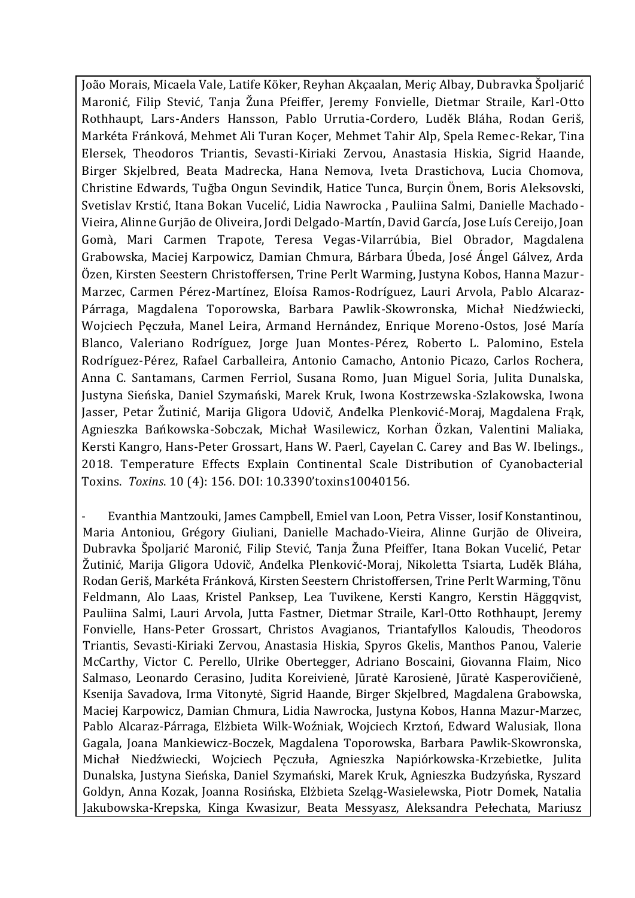João Morais, Micaela Vale, Latife Köker, Reyhan Akçaalan, Meriç Albay, Dubravka Špoljarić Maronić, Filip Stević, Tanja Žuna Pfeiffer, Jeremy Fonvielle, Dietmar Straile, Karl-Otto Rothhaupt, Lars-Anders Hansson, Pablo Urrutia-Cordero, Luděk Bláha, Rodan Geriš, Markéta Fránková, Mehmet Ali Turan Koçer, Mehmet Tahir Alp, Spela Remec-Rekar, Tina Elersek, Theodoros Triantis, Sevasti-Kiriaki Zervou, Anastasia Hiskia, Sigrid Haande, Birger Skjelbred, Beata Madrecka, Hana Nemova, Iveta Drastichova, Lucia Chomova, Christine Edwards, Tuğba Ongun Sevindik, Hatice Tunca, Burçin Önem, Boris Aleksovski, Svetislav Krstić, Itana Bokan Vucelić, Lidia Nawrocka , Pauliina Salmi, Danielle Machado-Vieira, Alinne Gurjão de Oliveira, Jordi Delgado-Martín, David García, Jose Luís Cereijo, Joan Gomà, Mari Carmen Trapote, Teresa Vegas-Vilarrúbia, Biel Obrador, Magdalena Grabowska, Maciej Karpowicz, Damian Chmura, Bárbara Úbeda, José Ángel Gálvez, Arda Özen, Kirsten Seestern Christoffersen, Trine Perlt Warming, Justyna Kobos, Hanna Mazur-Marzec, Carmen Pérez-Martínez, Eloísa Ramos-Rodríguez, Lauri Arvola, Pablo Alcaraz-Párraga, Magdalena Toporowska, Barbara Pawlik-Skowronska, Michał Niedźwiecki, Wojciech Pęczuła, Manel Leira, Armand Hernández, Enrique Moreno-Ostos, José María Blanco, Valeriano Rodríguez, Jorge Juan Montes-Pérez, Roberto L. Palomino, Estela Rodríguez-Pérez, Rafael Carballeira, Antonio Camacho, Antonio Picazo, Carlos Rochera, Anna C. Santamans, Carmen Ferriol, Susana Romo, Juan Miguel Soria, Julita Dunalska, Justyna Sieńska, Daniel Szymański, Marek Kruk, Iwona Kostrzewska-Szlakowska, Iwona Jasser, Petar Žutinić, Marija Gligora Udovič, Anđelka Plenković-Moraj, Magdalena Frąk, Agnieszka Bańkowska-Sobczak, Michał Wasilewicz, Korhan Özkan, Valentini Maliaka, Kersti Kangro, Hans-Peter Grossart, Hans W. Paerl, Cayelan C. Carey and Bas W. Ibelings., 2018. Temperature Effects Explain Continental Scale Distribution of Cyanobacterial Toxins. *Toxins*. 10 (4): 156. DOI: 10.3390'toxins10040156.

- Evanthia Mantzouki, James Campbell, Emiel van Loon, Petra Visser, Iosif Konstantinou, Maria Antoniou, Grégory Giuliani, Danielle Machado-Vieira, Alinne Gurjão de Oliveira, Dubravka Špoljarić Maronić, Filip Stević, Tanja Žuna Pfeiffer, Itana Bokan Vucelić, Petar Žutinić, Marija Gligora Udovič, Anđelka Plenković-Moraj, Nikoletta Tsiarta, Luděk Bláha, Rodan Geriš, Markéta Fránková, Kirsten Seestern Christoffersen, Trine Perlt Warming, Tõnu Feldmann, Alo Laas, Kristel Panksep, Lea Tuvikene, Kersti Kangro, Kerstin Häggqvist, Pauliina Salmi, Lauri Arvola, Jutta Fastner, Dietmar Straile, Karl-Otto Rothhaupt, Jeremy Fonvielle, Hans-Peter Grossart, Christos Avagianos, Triantafyllos Kaloudis, Theodoros Triantis, Sevasti-Kiriaki Zervou, Anastasia Hiskia, Spyros Gkelis, Manthos Panou, Valerie McCarthy, Victor C. Perello, Ulrike Obertegger, Adriano Boscaini, Giovanna Flaim, Nico Salmaso, Leonardo Cerasino, Judita Koreivienė, Jūratė Karosienė, Jūratė Kasperovičienė, Ksenija Savadova, Irma Vitonytė, Sigrid Haande, Birger Skjelbred, Magdalena Grabowska, Maciej Karpowicz, Damian Chmura, Lidia Nawrocka, Justyna Kobos, Hanna Mazur-Marzec, Pablo Alcaraz-Párraga, Elżbieta Wilk-Woźniak, Wojciech Krztoń, Edward Walusiak, Ilona Gagala, Joana Mankiewicz-Boczek, Magdalena Toporowska, Barbara Pawlik-Skowronska, Michał Niedźwiecki, Wojciech Pęczuła, Agnieszka Napiórkowska-Krzebietke, Julita Dunalska, Justyna Sieńska, Daniel Szymański, Marek Kruk, Agnieszka Budzyńska, Ryszard Goldyn, Anna Kozak, Joanna Rosińska, Elżbieta Szeląg-Wasielewska, Piotr Domek, Natalia Jakubowska-Krepska, Kinga Kwasizur, Beata Messyasz, Aleksandra Pełechata, Mariusz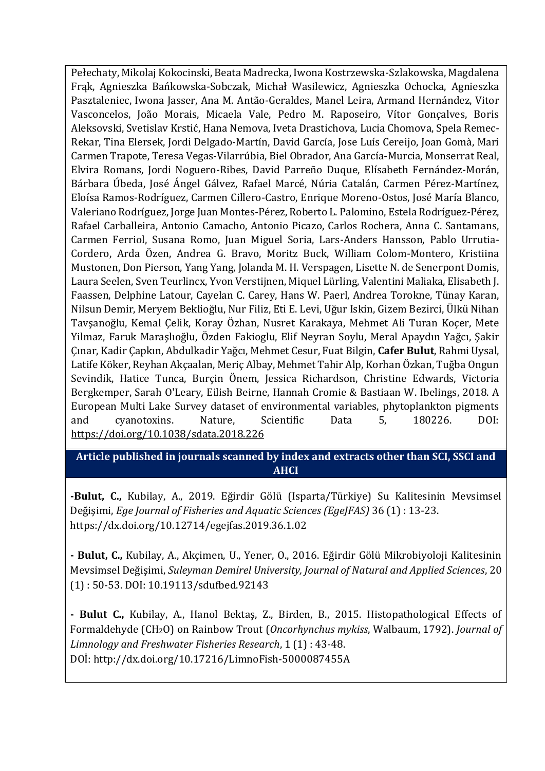Pełechaty, Mikolaj Kokocinski, Beata Madrecka, Iwona Kostrzewska-Szlakowska, Magdalena Frąk, Agnieszka Bańkowska-Sobczak, Michał Wasilewicz, Agnieszka Ochocka, Agnieszka Pasztaleniec, Iwona Jasser, Ana M. Antão-Geraldes, Manel Leira, Armand Hernández, Vitor Vasconcelos, João Morais, Micaela Vale, Pedro M. Raposeiro, Vítor Gonçalves, Boris Aleksovski, Svetislav Krstić, Hana Nemova, Iveta Drastichova, Lucia Chomova, Spela Remec-Rekar, Tina Elersek, Jordi Delgado-Martín, David García, Jose Luís Cereijo, Joan Gomà, Mari Carmen Trapote, Teresa Vegas-Vilarrúbia, Biel Obrador, Ana García-Murcia, Monserrat Real, Elvira Romans, Jordi Noguero-Ribes, David Parreño Duque, Elísabeth Fernández-Morán, Bárbara Úbeda, José Ángel Gálvez, Rafael Marcé, Núria Catalán, Carmen Pérez-Martínez, Eloísa Ramos-Rodríguez, Carmen Cillero-Castro, Enrique Moreno-Ostos, José María Blanco, Valeriano Rodríguez, Jorge Juan Montes-Pérez, Roberto L. Palomino, Estela Rodríguez-Pérez, Rafael Carballeira, Antonio Camacho, Antonio Picazo, Carlos Rochera, Anna C. Santamans, Carmen Ferriol, Susana Romo, Juan Miguel Soria, Lars-Anders Hansson, Pablo Urrutia-Cordero, Arda Özen, Andrea G. Bravo, Moritz Buck, William Colom-Montero, Kristiina Mustonen, Don Pierson, Yang Yang, Jolanda M. H. Verspagen, Lisette N. de Senerpont Domis, Laura Seelen, Sven Teurlincx, Yvon Verstijnen, Miquel Lürling, Valentini Maliaka, Elisabeth J. Faassen, Delphine Latour, Cayelan C. Carey, Hans W. Paerl, Andrea Torokne, Tünay Karan, Nilsun Demir, Meryem Beklioğlu, Nur Filiz, Eti E. Levi, Uğur Iskin, Gizem Bezirci, Ülkü Nihan Tavşanoğlu, Kemal Çelik, Koray Özhan, Nusret Karakaya, Mehmet Ali Turan Koçer, Mete Yilmaz, Faruk Maraşlıoğlu, Özden Fakioglu, Elif Neyran Soylu, Meral Apaydın Yağcı, Şakir Çınar, Kadir Çapkın, Abdulkadir Yağcı, Mehmet Cesur, Fuat Bilgin, **Cafer Bulut**, Rahmi Uysal, Latife Köker, Reyhan Akçaalan, Meriç Albay, Mehmet Tahir Alp, Korhan Özkan, Tuğba Ongun Sevindik, Hatice Tunca, Burçin Önem, Jessica Richardson, Christine Edwards, Victoria Bergkemper, Sarah O'Leary, Eilish Beirne, Hannah Cromie & Bastiaan W. Ibelings, 2018. A European Multi Lake Survey dataset of environmental variables, phytoplankton pigments and cyanotoxins. Nature, Scientific Data 5, 180226. DOI: https://doi.org/10.1038/sdata.2018.226

## Article published in journals scanned by index and extracts other than SCI, SSCI and AHCI

-**Bulut, C.,** Kubilay, A., 2019. Eğirdir Gölü (Isparta/Türkiye) Su Kalitesinin Mevsimsel Değişimi, *Ege Journal of Fisheries and Aquatic Sciences (EgeJFAS)* 36 (1) : 13-23. https://dx.doi.org/10.12714/egejfas.2019.36.1.02

- **Bulut, C.,** Kubilay, A., Akçimen, U., Yener, O., 2016. Eğirdir Gölü Mikrobiyoloji Kalitesinin Mevsimsel Değişimi, *Suleyman Demirel University, Journal of Natural and Applied Sciences*, 20 (1) : 50-53. DOI: 10.19113/sdufbed.92143

- **Bulut C.,** Kubilay, A., Hanol Bektaş, Z., Birden, B., 2015. Histopathological Effects of Formaldehyde ($CH_2O$) on Rainbow Trout (*Oncorhynchus mykiss*, Walbaum, 1792). *Journal of Limnology and Freshwater Fisheries Research*, 1 (1) : 43-48.
DOİ: http://dx.doi.org/10.17216/LimnoFish-5000087455A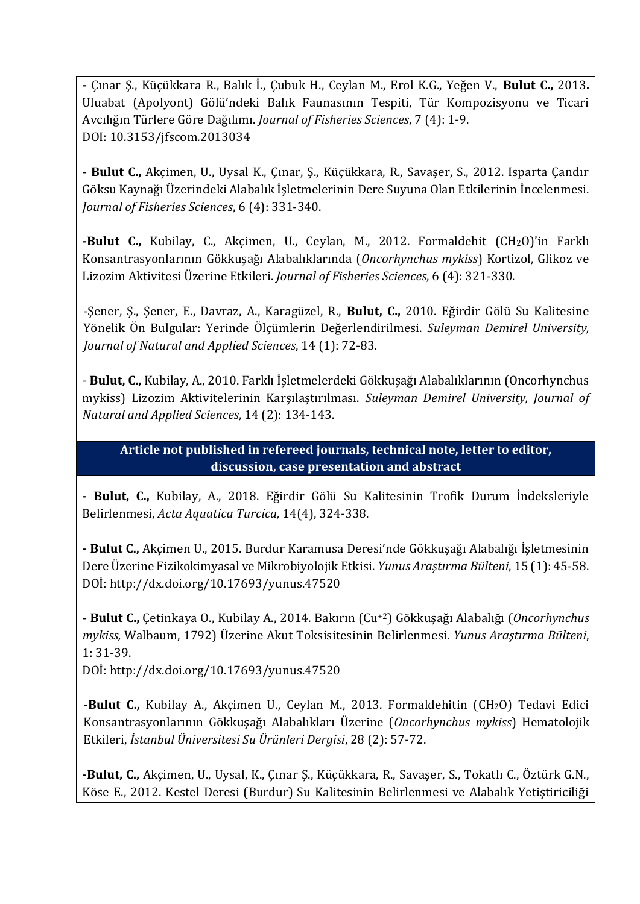**-** Çınar Ş., Küçükkara R., Balık İ., Çubuk H., Ceylan M., Erol K.G., Yeğen V., **Bulut C.,** 2013**.** Uluabat (Apolyont) Gölü'ndeki Balık Faunasının Tespiti, Tür Kompozisyonu ve Ticari Avcılığın Türlere Göre Dağılımı. *Journal of Fisheries Sciences*, 7 (4): 1-9.
DOI: 10.3153/jfscom.2013034

**- Bulut C.,** Akçimen, U., Uysal K., Çınar, Ş., Küçükkara, R., Savaşer, S., 2012. Isparta Çandır Göksu Kaynağı Üzerindeki Alabalık İşletmelerinin Dere Suyuna Olan Etkilerinin İncelenmesi. *Journal of Fisheries Sciences*, 6 (4): 331-340.

**-Bulut C.,** Kubilay, C., Akçimen, U., Ceylan, M., 2012. Formaldehit ($CH_2O$)'in Farklı Konsantrasyonlarının Gökkuşağı Alabalıklarında (*Oncorhynchus mykiss*) Kortizol, Glikoz ve Lizozim Aktivitesi Üzerine Etkileri. *Journal of Fisheries Sciences*, 6 (4): 321-330.

-Şener, Ş., Şener, E., Davraz, A., Karagüzel, R., **Bulut, C.,** 2010. Eğirdir Gölü Su Kalitesine Yönelik Ön Bulgular: Yerinde Ölçümlerin Değerlendirilmesi. *Suleyman Demirel University, Journal of Natural and Applied Sciences*, 14 (1): 72-83.

- **Bulut, C.,** Kubilay, A., 2010. Farklı İşletmelerdeki Gökkuşağı Alabalıklarının (Oncorhynchus mykiss) Lizozim Aktivitelerinin Karşılaştırılması. *Suleyman Demirel University, Journal of Natural and Applied Sciences*, 14 (2): 134-143.

## Article not published in refereed journals, technical note, letter to editor, discussion, case presentation and abstract

**- Bulut, C.,** Kubilay, A., 2018. Eğirdir Gölü Su Kalitesinin Trofik Durum İndeksleriyle Belirlenmesi, *Acta Aquatica Turcica,* 14(4), 324-338.

**- Bulut C.,** Akçimen U., 2015. Burdur Karamusa Deresi'nde Gökkuşağı Alabalığı İşletmesinin Dere Üzerine Fizikokimyasal ve Mikrobiyolojik Etkisi. *Yunus Araştırma Bülteni*, 15 (1): 45-58.
DOİ: http://dx.doi.org/10.17693/yunus.47520

**- Bulut C.,** Çetinkaya O., Kubilay A., 2014. Bakırın ($Cu^{+2}$) Gökkuşağı Alabalığı (*Oncorhynchus mykiss,* Walbaum, 1792) Üzerine Akut Toksisitesinin Belirlenmesi. *Yunus Araştırma Bülteni*, 1: 31-39.
DOİ: http://dx.doi.org/10.17693/yunus.47520

**-Bulut C.,** Kubilay A., Akçimen U., Ceylan M., 2013. Formaldehitin ($CH_2O$) Tedavi Edici Konsantrasyonlarının Gökkuşağı Alabalıkları Üzerine (*Oncorhynchus mykiss*) Hematolojik Etkileri, *İstanbul Üniversitesi Su Ürünleri Dergisi*, 28 (2): 57-72.

**-Bulut, C.,** Akçimen, U., Uysal, K., Çınar Ş., Küçükkara, R., Savaşer, S., Tokatlı C., Öztürk G.N., Köse E., 2012. Kestel Deresi (Burdur) Su Kalitesinin Belirlenmesi ve Alabalık Yetiştiriciliği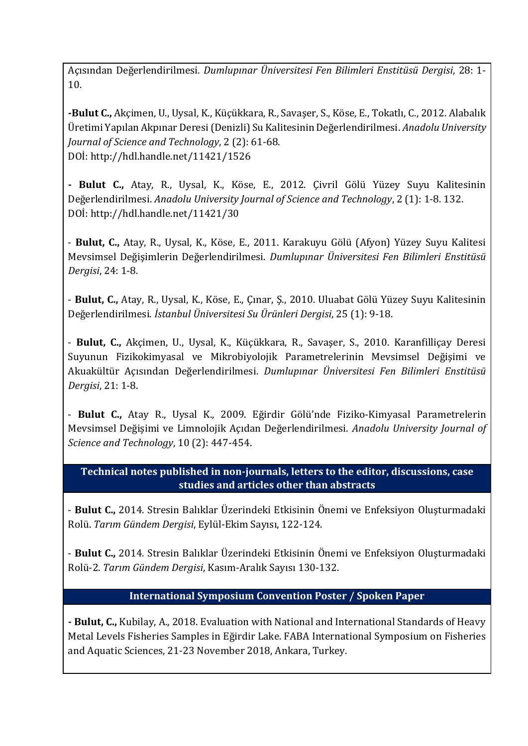Açısından Değerlendirilmesi. *Dumlupınar Üniversitesi Fen Bilimleri Enstitüsü Dergisi*, 28: 1-10.

**-Bulut C.,** Akçimen, U., Uysal, K., Küçükkara, R., Savaşer, S., Köse, E., Tokatlı, C., 2012. Alabalık Üretimi Yapılan Akpınar Deresi (Denizli) Su Kalitesinin Değerlendirilmesi. *Anadolu University Journal of Science and Technology*, 2 (2): 61-68.
DOİ: http://hdl.handle.net/11421/1526

**- Bulut C.,** Atay, R., Uysal, K., Köse, E., 2012. Çivril Gölü Yüzey Suyu Kalitesinin Değerlendirilmesi. *Anadolu University Journal of Science and Technology*, 2 (1): 1-8. 132.
DOİ: http://hdl.handle.net/11421/30

- **Bulut, C.,** Atay, R., Uysal, K., Köse, E., 2011. Karakuyu Gölü (Afyon) Yüzey Suyu Kalitesi Mevsimsel Değişimlerin Değerlendirilmesi. *Dumlupınar Üniversitesi Fen Bilimleri Enstitüsü Dergisi*, 24: 1-8.

- **Bulut, C.,** Atay, R., Uysal, K., Köse, E., Çınar, Ş., 2010. Uluabat Gölü Yüzey Suyu Kalitesinin Değerlendirilmesi. *İstanbul Üniversitesi Su Ürünleri Dergisi*, 25 (1): 9-18.

- **Bulut, C.,** Akçimen, U., Uysal, K., Küçükkara, R., Savaşer, S., 2010. Karanfilliçay Deresi Suyunun Fizikokimyasal ve Mikrobiyolojik Parametrelerinin Mevsimsel Değişimi ve Akuakültür Açısından Değerlendirilmesi. *Dumlupınar Üniversitesi Fen Bilimleri Enstitüsü Dergisi*, 21: 1-8.

- **Bulut C.,** Atay R., Uysal K., 2009. Eğirdir Gölü'nde Fiziko-Kimyasal Parametrelerin Mevsimsel Değişimi ve Limnolojik Açıdan Değerlendirilmesi. *Anadolu University Journal of Science and Technology*, 10 (2): 447-454.

## Technical notes published in non-journals, letters to the editor, discussions, case studies and articles other than abstracts

- **Bulut C.,** 2014. Stresin Balıklar Üzerindeki Etkisinin Önemi ve Enfeksiyon Oluşturmadaki Rolü. *Tarım Gündem Dergisi*, Eylül-Ekim Sayısı, 122-124.

- **Bulut C.,** 2014. Stresin Balıklar Üzerindeki Etkisinin Önemi ve Enfeksiyon Oluşturmadaki Rolü-2. *Tarım Gündem Dergisi*, Kasım-Aralık Sayısı 130-132.

## International Symposium Convention Poster / Spoken Paper

**- Bulut, C.,** Kubilay, A., 2018. Evaluation with National and International Standards of Heavy Metal Levels Fisheries Samples in Eğirdir Lake. FABA International Symposium on Fisheries and Aquatic Sciences, 21-23 November 2018, Ankara, Turkey.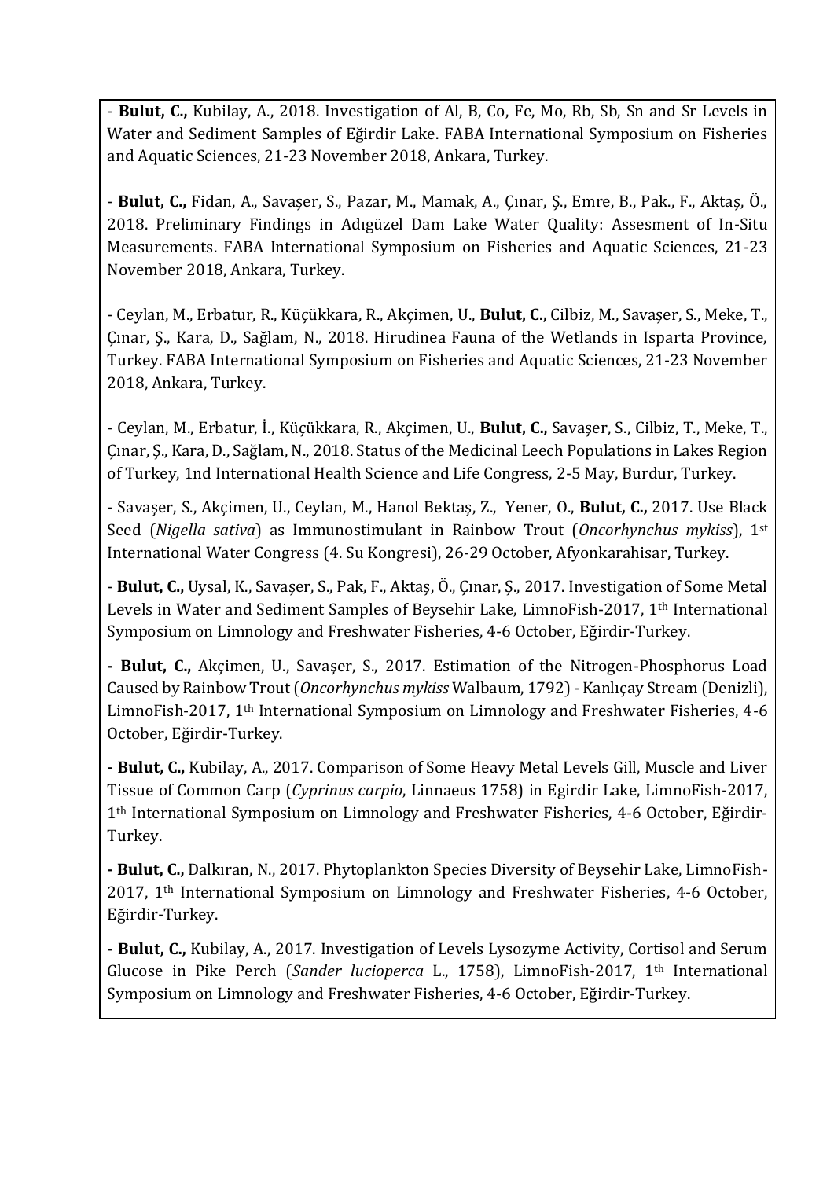- **Bulut, C.,** Kubilay, A., 2018. Investigation of Al, B, Co, Fe, Mo, Rb, Sb, Sn and Sr Levels in Water and Sediment Samples of Eğirdir Lake. FABA International Symposium on Fisheries and Aquatic Sciences, 21-23 November 2018, Ankara, Turkey.

- **Bulut, C.,** Fidan, A., Savaşer, S., Pazar, M., Mamak, A., Çınar, Ş., Emre, B., Pak., F., Aktaş, Ö., 2018. Preliminary Findings in Adıgüzel Dam Lake Water Quality: Assesment of In-Situ Measurements. FABA International Symposium on Fisheries and Aquatic Sciences, 21-23 November 2018, Ankara, Turkey.

- Ceylan, M., Erbatur, R., Küçükkara, R., Akçimen, U., **Bulut, C.,** Cilbiz, M., Savaşer, S., Meke, T., Çınar, Ş., Kara, D., Sağlam, N., 2018. Hirudinea Fauna of the Wetlands in Isparta Province, Turkey. FABA International Symposium on Fisheries and Aquatic Sciences, 21-23 November 2018, Ankara, Turkey.

- Ceylan, M., Erbatur, İ., Küçükkara, R., Akçimen, U., **Bulut, C.,** Savaşer, S., Cilbiz, T., Meke, T., Çınar, Ş., Kara, D., Sağlam, N., 2018. Status of the Medicinal Leech Populations in Lakes Region of Turkey, 1nd International Health Science and Life Congress, 2-5 May, Burdur, Turkey.

- Savaşer, S., Akçimen, U., Ceylan, M., Hanol Bektaş, Z., Yener, O., **Bulut, C.,** 2017. Use Black Seed (*Nigella sativa*) as Immunostimulant in Rainbow Trout (*Oncorhynchus mykiss*), 1st International Water Congress (4. Su Kongresi), 26-29 October, Afyonkarahisar, Turkey.

- **Bulut, C.,** Uysal, K., Savaşer, S., Pak, F., Aktaş, Ö., Çınar, Ş., 2017. Investigation of Some Metal Levels in Water and Sediment Samples of Beysehir Lake, LimnoFish-2017, 1th International Symposium on Limnology and Freshwater Fisheries, 4-6 October, Eğirdir-Turkey.

**- Bulut, C.,** Akçimen, U., Savaşer, S., 2017. Estimation of the Nitrogen-Phosphorus Load Caused by Rainbow Trout (*Oncorhynchus mykiss* Walbaum, 1792) - Kanlıçay Stream (Denizli), LimnoFish-2017, 1th International Symposium on Limnology and Freshwater Fisheries, 4-6 October, Eğirdir-Turkey.

**- Bulut, C.,** Kubilay, A., 2017. Comparison of Some Heavy Metal Levels Gill, Muscle and Liver Tissue of Common Carp (*Cyprinus carpio*, Linnaeus 1758) in Egirdir Lake, LimnoFish-2017, 1th International Symposium on Limnology and Freshwater Fisheries, 4-6 October, Eğirdir-Turkey.

**- Bulut, C.,** Dalkıran, N., 2017. Phytoplankton Species Diversity of Beysehir Lake, LimnoFish-2017, 1th International Symposium on Limnology and Freshwater Fisheries, 4-6 October, Eğirdir-Turkey.

**- Bulut, C.,** Kubilay, A., 2017. Investigation of Levels Lysozyme Activity, Cortisol and Serum Glucose in Pike Perch (*Sander lucioperca* L., 1758), LimnoFish-2017, 1th International Symposium on Limnology and Freshwater Fisheries, 4-6 October, Eğirdir-Turkey.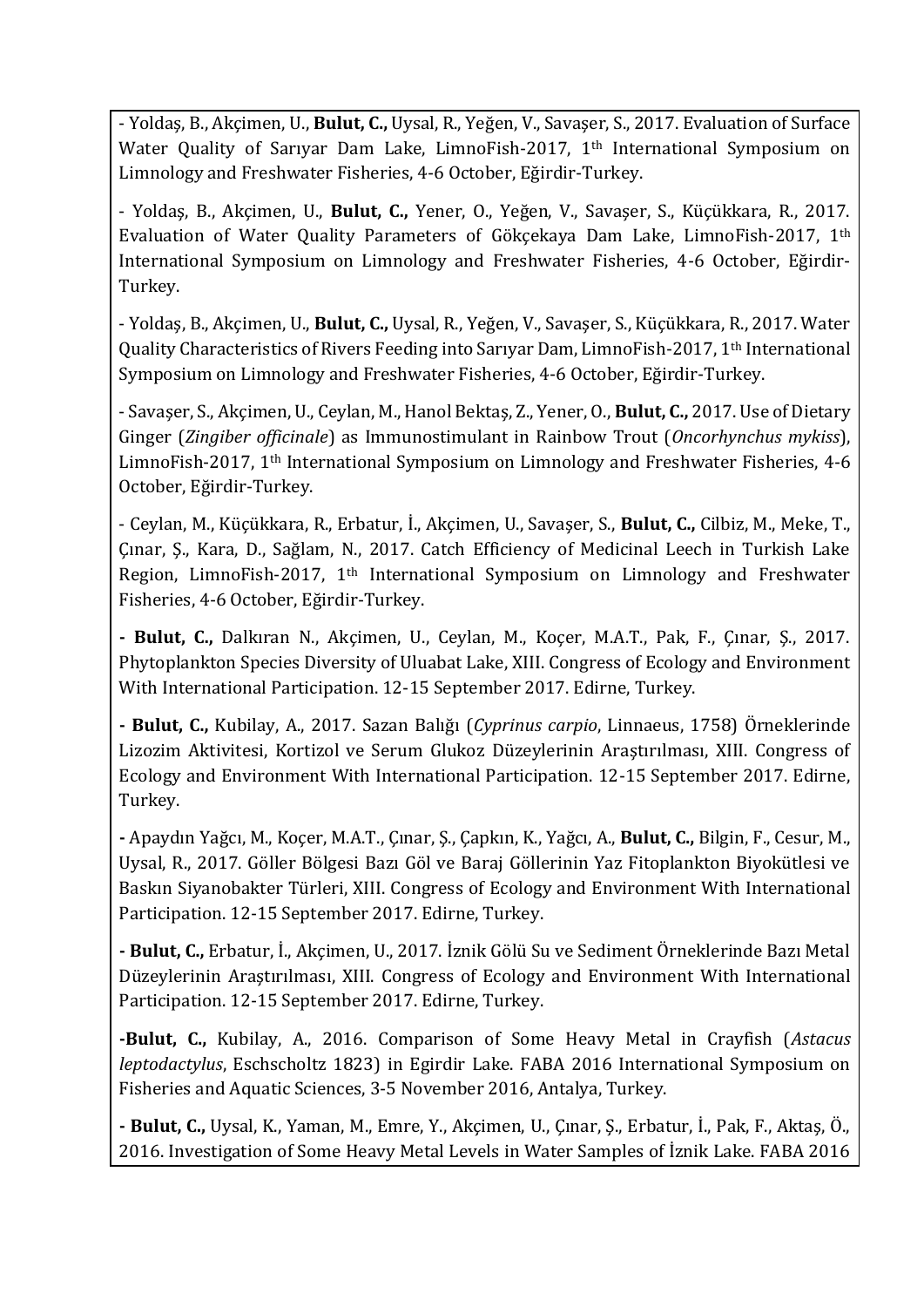- Yoldaş, B., Akçimen, U., **Bulut, C.,** Uysal, R., Yeğen, V., Savaşer, S., 2017. Evaluation of Surface Water Quality of Sarıyar Dam Lake, LimnoFish-2017, 1th International Symposium on Limnology and Freshwater Fisheries, 4-6 October, Eğirdir-Turkey.

- Yoldaş, B., Akçimen, U., **Bulut, C.,** Yener, O., Yeğen, V., Savaşer, S., Küçükkara, R., 2017. Evaluation of Water Quality Parameters of Gökçekaya Dam Lake, LimnoFish-2017, 1th International Symposium on Limnology and Freshwater Fisheries, 4-6 October, Eğirdir-Turkey.

- Yoldaş, B., Akçimen, U., **Bulut, C.,** Uysal, R., Yeğen, V., Savaşer, S., Küçükkara, R., 2017. Water Quality Characteristics of Rivers Feeding into Sarıyar Dam, LimnoFish-2017, 1th International Symposium on Limnology and Freshwater Fisheries, 4-6 October, Eğirdir-Turkey.

- Savaşer, S., Akçimen, U., Ceylan, M., Hanol Bektaş, Z., Yener, O., **Bulut, C.,** 2017. Use of Dietary Ginger (*Zingiber officinale*) as Immunostimulant in Rainbow Trout (*Oncorhynchus mykiss*), LimnoFish-2017, 1th International Symposium on Limnology and Freshwater Fisheries, 4-6 October, Eğirdir-Turkey.

- Ceylan, M., Küçükkara, R., Erbatur, İ., Akçimen, U., Savaşer, S., **Bulut, C.,** Cilbiz, M., Meke, T., Çınar, Ş., Kara, D., Sağlam, N., 2017. Catch Efficiency of Medicinal Leech in Turkish Lake Region, LimnoFish-2017, 1th International Symposium on Limnology and Freshwater Fisheries, 4-6 October, Eğirdir-Turkey.

**- Bulut, C.,** Dalkıran N., Akçimen, U., Ceylan, M., Koçer, M.A.T., Pak, F., Çınar, Ş., 2017. Phytoplankton Species Diversity of Uluabat Lake, XIII. Congress of Ecology and Environment With International Participation. 12-15 September 2017. Edirne, Turkey.

**- Bulut, C.,** Kubilay, A., 2017. Sazan Balığı (*Cyprinus carpio*, Linnaeus, 1758) Örneklerinde Lizozim Aktivitesi, Kortizol ve Serum Glukoz Düzeylerinin Araştırılması, XIII. Congress of Ecology and Environment With International Participation. 12-15 September 2017. Edirne, Turkey.

**-** Apaydın Yağcı, M., Koçer, M.A.T., Çınar, Ş., Çapkın, K., Yağcı, A., **Bulut, C.,** Bilgin, F., Cesur, M., Uysal, R., 2017. Göller Bölgesi Bazı Göl ve Baraj Göllerinin Yaz Fitoplankton Biyokütlesi ve Baskın Siyanobakter Türleri, XIII. Congress of Ecology and Environment With International Participation. 12-15 September 2017. Edirne, Turkey.

**- Bulut, C.,** Erbatur, İ., Akçimen, U., 2017. İznik Gölü Su ve Sediment Örneklerinde Bazı Metal Düzeylerinin Araştırılması, XIII. Congress of Ecology and Environment With International Participation. 12-15 September 2017. Edirne, Turkey.

**-Bulut, C.,** Kubilay, A., 2016. Comparison of Some Heavy Metal in Crayfish (*Astacus leptodactylus*, Eschscholtz 1823) in Egirdir Lake. FABA 2016 International Symposium on Fisheries and Aquatic Sciences, 3-5 November 2016, Antalya, Turkey.

**- Bulut, C.,** Uysal, K., Yaman, M., Emre, Y., Akçimen, U., Çınar, Ş., Erbatur, İ., Pak, F., Aktaş, Ö., 2016. Investigation of Some Heavy Metal Levels in Water Samples of İznik Lake. FABA 2016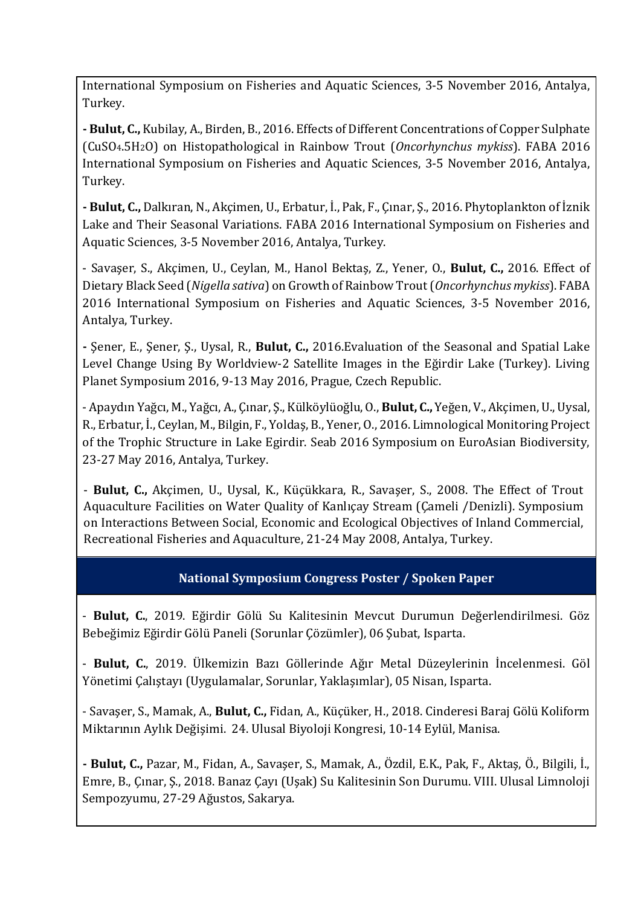International Symposium on Fisheries and Aquatic Sciences, 3-5 November 2016, Antalya, Turkey.

- **Bulut, C.,** Kubilay, A., Birden, B., 2016. Effects of Different Concentrations of Copper Sulphate ($CuSO_4.5H_2O$) on Histopathological in Rainbow Trout (*Oncorhynchus mykiss*). FABA 2016 International Symposium on Fisheries and Aquatic Sciences, 3-5 November 2016, Antalya, Turkey.

- **Bulut, C.,** Dalkıran, N., Akçimen, U., Erbatur, İ., Pak, F., Çınar, Ş., 2016. Phytoplankton of İznik Lake and Their Seasonal Variations. FABA 2016 International Symposium on Fisheries and Aquatic Sciences, 3-5 November 2016, Antalya, Turkey.

- Savaşer, S., Akçimen, U., Ceylan, M., Hanol Bektaş, Z., Yener, O., **Bulut, C.,** 2016. Effect of Dietary Black Seed (*Nigella sativa*) on Growth of Rainbow Trout (*Oncorhynchus mykiss*). FABA 2016 International Symposium on Fisheries and Aquatic Sciences, 3-5 November 2016, Antalya, Turkey.

- Şener, E., Şener, Ş., Uysal, R., **Bulut, C.,** 2016.Evaluation of the Seasonal and Spatial Lake Level Change Using By Worldview-2 Satellite Images in the Eğirdir Lake (Turkey). Living Planet Symposium 2016, 9-13 May 2016, Prague, Czech Republic.

- Apaydın Yağcı, M., Yağcı, A., Çınar, Ş., Külköylüoğlu, O., **Bulut, C.,** Yeğen, V., Akçimen, U., Uysal, R., Erbatur, İ., Ceylan, M., Bilgin, F., Yoldaş, B., Yener, O., 2016. Limnological Monitoring Project of the Trophic Structure in Lake Egirdir. Seab 2016 Symposium on EuroAsian Biodiversity, 23-27 May 2016, Antalya, Turkey.

- **Bulut, C.,** Akçimen, U., Uysal, K., Küçükkara, R., Savaşer, S., 2008. The Effect of Trout Aquaculture Facilities on Water Quality of Kanlıçay Stream (Çameli /Denizli). Symposium on Interactions Between Social, Economic and Ecological Objectives of Inland Commercial, Recreational Fisheries and Aquaculture, 21-24 May 2008, Antalya, Turkey.

## National Symposium Congress Poster / Spoken Paper

- **Bulut, C.**, 2019. Eğirdir Gölü Su Kalitesinin Mevcut Durumun Değerlendirilmesi. Göz Bebeğimiz Eğirdir Gölü Paneli (Sorunlar Çözümler), 06 Şubat, Isparta.

- **Bulut, C.**, 2019. Ülkemizin Bazı Göllerinde Ağır Metal Düzeylerinin İncelenmesi. Göl Yönetimi Çalıştayı (Uygulamalar, Sorunlar, Yaklaşımlar), 05 Nisan, Isparta.

- Savaşer, S., Mamak, A., **Bulut, C.,** Fidan, A., Küçüker, H., 2018. Cinderesi Baraj Gölü Koliform Miktarının Aylık Değişimi. 24. Ulusal Biyoloji Kongresi, 10-14 Eylül, Manisa.

- **Bulut, C.,** Pazar, M., Fidan, A., Savaşer, S., Mamak, A., Özdil, E.K., Pak, F., Aktaş, Ö., Bilgili, İ., Emre, B., Çınar, Ş., 2018. Banaz Çayı (Uşak) Su Kalitesinin Son Durumu. VIII. Ulusal Limnoloji Sempozyumu, 27-29 Ağustos, Sakarya.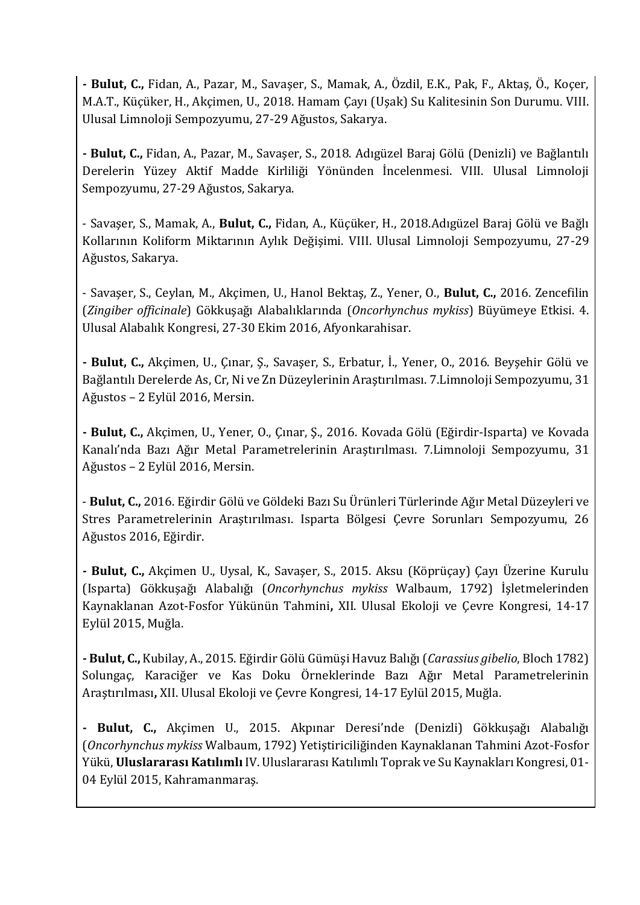**- Bulut, C.,** Fidan, A., Pazar, M., Savaşer, S., Mamak, A., Özdil, E.K., Pak, F., Aktaş, Ö., Koçer, M.A.T., Küçüker, H., Akçimen, U., 2018. Hamam Çayı (Uşak) Su Kalitesinin Son Durumu. VIII. Ulusal Limnoloji Sempozyumu, 27-29 Ağustos, Sakarya.

**- Bulut, C.,** Fidan, A., Pazar, M., Savaşer, S., 2018. Adıgüzel Baraj Gölü (Denizli) ve Bağlantılı Derelerin Yüzey Aktif Madde Kirliliği Yönünden İncelenmesi. VIII. Ulusal Limnoloji Sempozyumu, 27-29 Ağustos, Sakarya.

- Savaşer, S., Mamak, A., **Bulut, C.,** Fidan, A., Küçüker, H., 2018.Adıgüzel Baraj Gölü ve Bağlı Kollarının Koliform Miktarının Aylık Değişimi. VIII. Ulusal Limnoloji Sempozyumu, 27-29 Ağustos, Sakarya.

- Savaşer, S., Ceylan, M., Akçimen, U., Hanol Bektaş, Z., Yener, O., **Bulut, C.,** 2016. Zencefilin (*Zingiber officinale*) Gökkuşağı Alabalıklarında (*Oncorhynchus mykiss*) Büyümeye Etkisi. 4. Ulusal Alabalık Kongresi, 27-30 Ekim 2016, Afyonkarahisar.

**- Bulut, C.,** Akçimen, U., Çınar, Ş., Savaşer, S., Erbatur, İ., Yener, O., 2016. Beyşehir Gölü ve Bağlantılı Derelerde As, Cr, Ni ve Zn Düzeylerinin Araştırılması. 7.Limnoloji Sempozyumu, 31 Ağustos – 2 Eylül 2016, Mersin.

**- Bulut, C.,** Akçimen, U., Yener, O., Çınar, Ş., 2016. Kovada Gölü (Eğirdir-Isparta) ve Kovada Kanalı'nda Bazı Ağır Metal Parametrelerinin Araştırılması. 7.Limnoloji Sempozyumu, 31 Ağustos – 2 Eylül 2016, Mersin.

- **Bulut, C.,** 2016. Eğirdir Gölü ve Göldeki Bazı Su Ürünleri Türlerinde Ağır Metal Düzeyleri ve Stres Parametrelerinin Araştırılması. Isparta Bölgesi Çevre Sorunları Sempozyumu, 26 Ağustos 2016, Eğirdir.

**- Bulut, C.,** Akçimen U., Uysal, K., Savaşer, S., 2015. Aksu (Köprüçay) Çayı Üzerine Kurulu (Isparta) Gökkuşağı Alabalığı (*Oncorhynchus mykiss* Walbaum, 1792) İşletmelerinden Kaynaklanan Azot-Fosfor Yükünün Tahmini**,** XII. Ulusal Ekoloji ve Çevre Kongresi, 14-17 Eylül 2015, Muğla.

**- Bulut, C.,** Kubilay, A., 2015. Eğirdir Gölü Gümüşi Havuz Balığı (*Carassius gibelio*, Bloch 1782) Solungaç, Karaciğer ve Kas Doku Örneklerinde Bazı Ağır Metal Parametrelerinin Araştırılması**,** XII. Ulusal Ekoloji ve Çevre Kongresi, 14-17 Eylül 2015, Muğla.

**- Bulut, C.,** Akçimen U., 2015. Akpınar Deresi'nde (Denizli) Gökkuşağı Alabalığı (*Oncorhynchus mykiss* Walbaum, 1792) Yetiştiriciliğinden Kaynaklanan Tahmini Azot-Fosfor Yükü, **Uluslararası Katılımlı** IV. Uluslararası Katılımlı Toprak ve Su Kaynakları Kongresi, 01-04 Eylül 2015, Kahramanmaraş.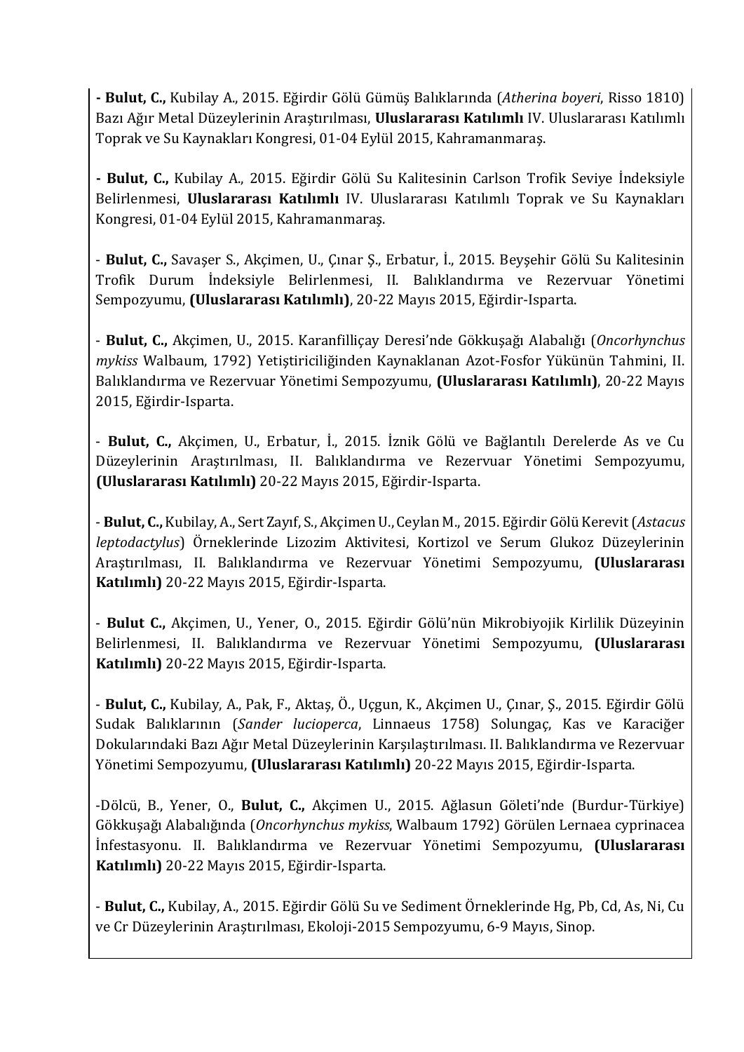- **Bulut, C.,** Kubilay A., 2015. Eğirdir Gölü Gümüş Balıklarında (*Atherina boyeri*, Risso 1810) Bazı Ağır Metal Düzeylerinin Araştırılması, **Uluslararası Katılımlı** IV. Uluslararası Katılımlı Toprak ve Su Kaynakları Kongresi, 01-04 Eylül 2015, Kahramanmaraş.

- **Bulut, C.,** Kubilay A., 2015. Eğirdir Gölü Su Kalitesinin Carlson Trofik Seviye İndeksiyle Belirlenmesi, **Uluslararası Katılımlı** IV. Uluslararası Katılımlı Toprak ve Su Kaynakları Kongresi, 01-04 Eylül 2015, Kahramanmaraş.

- **Bulut, C.,** Savaşer S., Akçimen, U., Çınar Ş., Erbatur, İ., 2015. Beyşehir Gölü Su Kalitesinin Trofik Durum İndeksiyle Belirlenmesi, II. Balıklandırma ve Rezervuar Yönetimi Sempozyumu, **(Uluslararası Katılımlı)**, 20-22 Mayıs 2015, Eğirdir-Isparta.

- **Bulut, C.,** Akçimen, U., 2015. Karanfilliçay Deresi'nde Gökkuşağı Alabalığı (*Oncorhynchus mykiss* Walbaum, 1792) Yetiştiriciliğinden Kaynaklanan Azot-Fosfor Yükünün Tahmini, II. Balıklandırma ve Rezervuar Yönetimi Sempozyumu, **(Uluslararası Katılımlı)**, 20-22 Mayıs 2015, Eğirdir-Isparta.

- **Bulut, C.,** Akçimen, U., Erbatur, İ., 2015. İznik Gölü ve Bağlantılı Derelerde As ve Cu Düzeylerinin Araştırılması, II. Balıklandırma ve Rezervuar Yönetimi Sempozyumu, **(Uluslararası Katılımlı)** 20-22 Mayıs 2015, Eğirdir-Isparta.

- **Bulut, C.,** Kubilay, A., Sert Zayıf, S., Akçimen U., Ceylan M., 2015. Eğirdir Gölü Kerevit (*Astacus leptodactylus*) Örneklerinde Lizozim Aktivitesi, Kortizol ve Serum Glukoz Düzeylerinin Araştırılması, II. Balıklandırma ve Rezervuar Yönetimi Sempozyumu, **(Uluslararası Katılımlı)** 20-22 Mayıs 2015, Eğirdir-Isparta.

- **Bulut C.,** Akçimen, U., Yener, O., 2015. Eğirdir Gölü'nün Mikrobiyojik Kirlilik Düzeyinin Belirlenmesi, II. Balıklandırma ve Rezervuar Yönetimi Sempozyumu, **(Uluslararası Katılımlı)** 20-22 Mayıs 2015, Eğirdir-Isparta.

- **Bulut, C.,** Kubilay, A., Pak, F., Aktaş, Ö., Uçgun, K., Akçimen U., Çınar, Ş., 2015. Eğirdir Gölü Sudak Balıklarının (*Sander lucioperca*, Linnaeus 1758) Solungaç, Kas ve Karaciğer Dokularındaki Bazı Ağır Metal Düzeylerinin Karşılaştırılması. II. Balıklandırma ve Rezervuar Yönetimi Sempozyumu, **(Uluslararası Katılımlı)** 20-22 Mayıs 2015, Eğirdir-Isparta.

-Dölcü, B., Yener, O., **Bulut, C.,** Akçimen U., 2015. Ağlasun Göleti'nde (Burdur-Türkiye) Gökkuşağı Alabalığında (*Oncorhynchus mykiss*, Walbaum 1792) Görülen Lernaea cyprinacea İnfestasyonu. II. Balıklandırma ve Rezervuar Yönetimi Sempozyumu, **(Uluslararası Katılımlı)** 20-22 Mayıs 2015, Eğirdir-Isparta.

- **Bulut, C.,** Kubilay, A., 2015. Eğirdir Gölü Su ve Sediment Örneklerinde Hg, Pb, Cd, As, Ni, Cu ve Cr Düzeylerinin Araştırılması, Ekoloji-2015 Sempozyumu, 6-9 Mayıs, Sinop.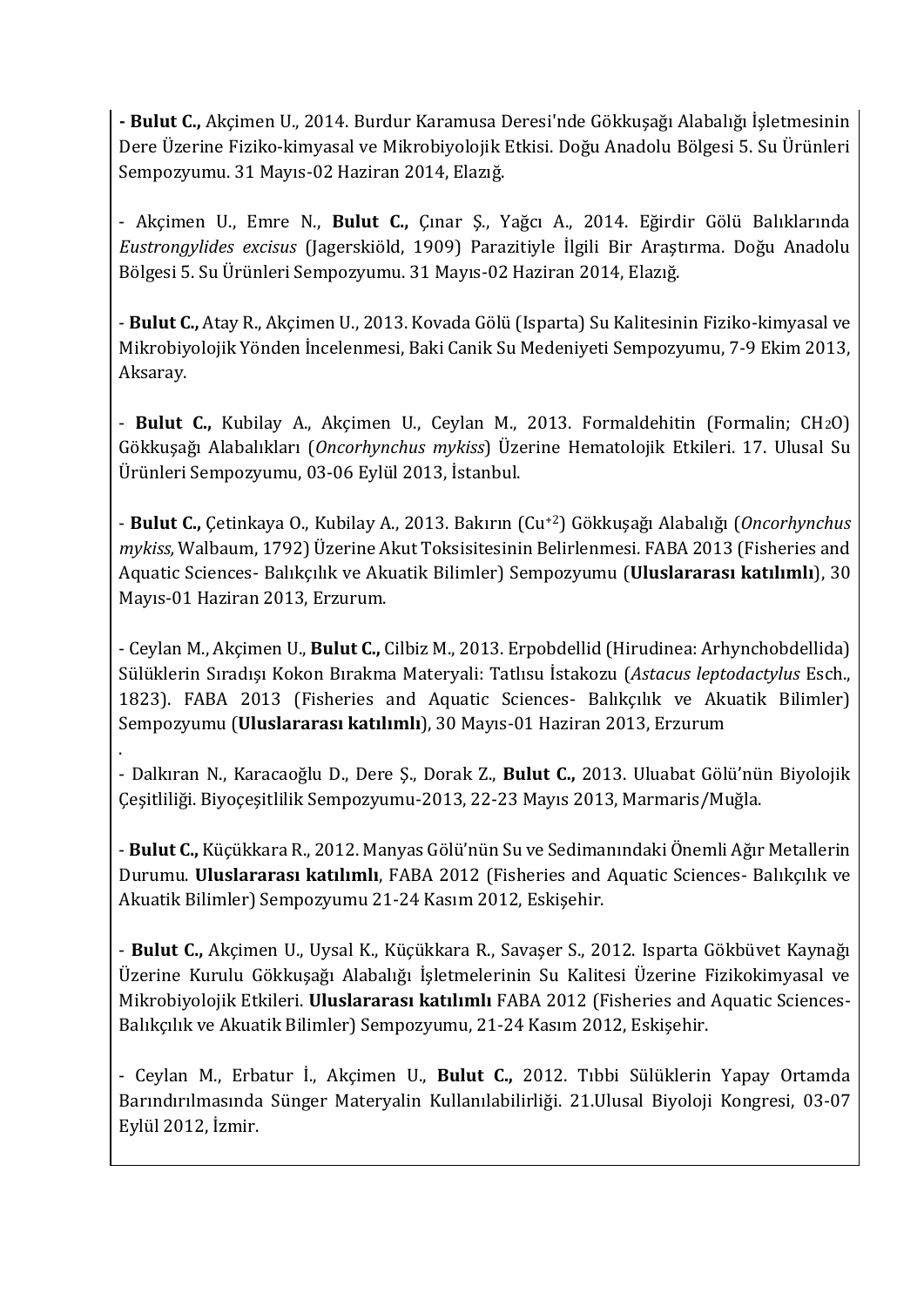- **Bulut C.,** Akçimen U., 2014. Burdur Karamusa Deresi'nde Gökkuşağı Alabalığı İşletmesinin Dere Üzerine Fiziko-kimyasal ve Mikrobiyolojik Etkisi. Doğu Anadolu Bölgesi 5. Su Ürünleri Sempozyumu. 31 Mayıs-02 Haziran 2014, Elazığ.

- Akçimen U., Emre N., **Bulut C.,** Çınar Ş., Yağcı A., 2014. Eğirdir Gölü Balıklarında *Eustrongylides excisus* (Jagerskiöld, 1909) Parazitiyle İlgili Bir Araştırma. Doğu Anadolu Bölgesi 5. Su Ürünleri Sempozyumu. 31 Mayıs-02 Haziran 2014, Elazığ.

- **Bulut C.,** Atay R., Akçimen U., 2013. Kovada Gölü (Isparta) Su Kalitesinin Fiziko-kimyasal ve Mikrobiyolojik Yönden İncelenmesi, Baki Canik Su Medeniyeti Sempozyumu, 7-9 Ekim 2013, Aksaray.

- **Bulut C.,** Kubilay A., Akçimen U., Ceylan M., 2013. Formaldehitin (Formalin; $CH_2O$) Gökkuşağı Alabalıkları (*Oncorhynchus mykiss*) Üzerine Hematolojik Etkileri. 17. Ulusal Su Ürünleri Sempozyumu, 03-06 Eylül 2013, İstanbul.

- **Bulut C.,** Çetinkaya O., Kubilay A., 2013. Bakırın ($Cu^{+2}$) Gökkuşağı Alabalığı (*Oncorhynchus mykiss,* Walbaum, 1792) Üzerine Akut Toksisitesinin Belirlenmesi. FABA 2013 (Fisheries and Aquatic Sciences- Balıkçılık ve Akuatik Bilimler) Sempozyumu (**Uluslararası katılımlı**), 30 Mayıs-01 Haziran 2013, Erzurum.

- Ceylan M., Akçimen U., **Bulut C.,** Cilbiz M., 2013. Erpobdellid (Hirudinea: Arhynchobdellida) Sülüklerin Sıradışı Kokon Bırakma Materyali: Tatlısu İstakozu (*Astacus leptodactylus* Esch., 1823). FABA 2013 (Fisheries and Aquatic Sciences- Balıkçılık ve Akuatik Bilimler) Sempozyumu (**Uluslararası katılımlı**), 30 Mayıs-01 Haziran 2013, Erzurum
.

- Dalkıran N., Karacaoğlu D., Dere Ş., Dorak Z., **Bulut C.,** 2013. Uluabat Gölü'nün Biyolojik Çeşitliliği. Biyoçeşitlilik Sempozyumu-2013, 22-23 Mayıs 2013, Marmaris/Muğla.

- **Bulut C.,** Küçükkara R., 2012. Manyas Gölü'nün Su ve Sedimanındaki Önemli Ağır Metallerin Durumu. **Uluslararası katılımlı**, FABA 2012 (Fisheries and Aquatic Sciences- Balıkçılık ve Akuatik Bilimler) Sempozyumu 21-24 Kasım 2012, Eskişehir.

- **Bulut C.,** Akçimen U., Uysal K., Küçükkara R., Savaşer S., 2012. Isparta Gökbüvet Kaynağı Üzerine Kurulu Gökkuşağı Alabalığı İşletmelerinin Su Kalitesi Üzerine Fizikokimyasal ve Mikrobiyolojik Etkileri. **Uluslararası katılımlı** FABA 2012 (Fisheries and Aquatic Sciences- Balıkçılık ve Akuatik Bilimler) Sempozyumu, 21-24 Kasım 2012, Eskişehir.

- Ceylan M., Erbatur İ., Akçimen U., **Bulut C.,** 2012. Tıbbi Sülüklerin Yapay Ortamda Barındırılmasında Sünger Materyalin Kullanılabilirliği. 21.Ulusal Biyoloji Kongresi, 03-07 Eylül 2012, İzmir.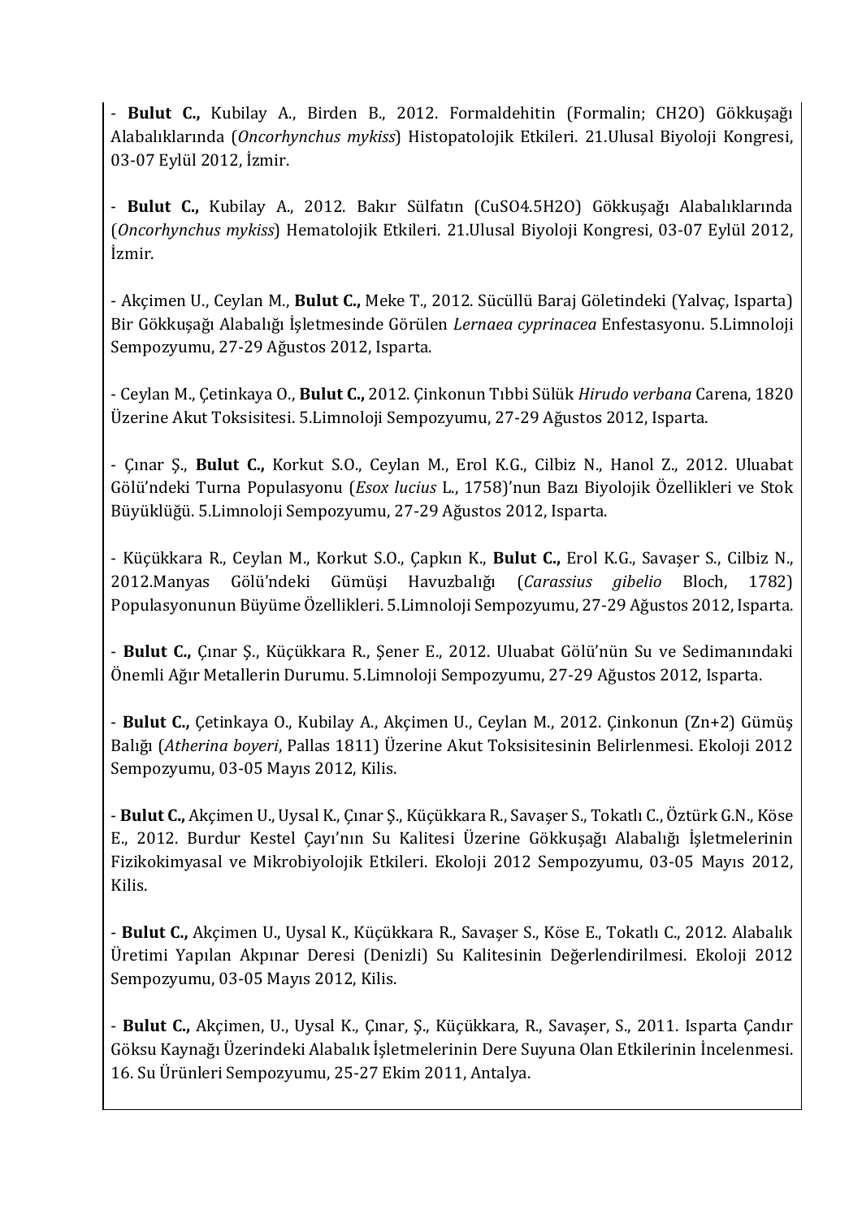- **Bulut C.,** Kubilay A., Birden B., 2012. Formaldehitin (Formalin; $CH_2O$) Gökkuşağı Alabalıklarında (*Oncorhynchus mykiss*) Histopatolojik Etkileri. 21.Ulusal Biyoloji Kongresi, 03-07 Eylül 2012, İzmir.

- **Bulut C.,** Kubilay A., 2012. Bakır Sülfatın ($CuSO_4.5H_2O$) Gökkuşağı Alabalıklarında (*Oncorhynchus mykiss*) Hematolojik Etkileri. 21.Ulusal Biyoloji Kongresi, 03-07 Eylül 2012, İzmir.

- Akçimen U., Ceylan M., **Bulut C.,** Meke T., 2012. Sücüllü Baraj Göletindeki (Yalvaç, Isparta) Bir Gökkuşağı Alabalığı İşletmesinde Görülen *Lernaea cyprinacea* Enfestasyonu. 5.Limnoloji Sempozyumu, 27-29 Ağustos 2012, Isparta.

- Ceylan M., Çetinkaya O., **Bulut C.,** 2012. Çinkonun Tıbbi Sülük *Hirudo verbana* Carena, 1820 Üzerine Akut Toksisitesi. 5.Limnoloji Sempozyumu, 27-29 Ağustos 2012, Isparta.

- Çınar Ş., **Bulut C.,** Korkut S.O., Ceylan M., Erol K.G., Cilbiz N., Hanol Z., 2012. Uluabat Gölü'ndeki Turna Populasyonu (*Esox lucius* L., 1758)'nun Bazı Biyolojik Özellikleri ve Stok Büyüklüğü. 5.Limnoloji Sempozyumu, 27-29 Ağustos 2012, Isparta.

- Küçükkara R., Ceylan M., Korkut S.O., Çapkın K., **Bulut C.,** Erol K.G., Savaşer S., Cilbiz N., 2012.Manyas Gölü'ndeki Gümüşi Havuzbalığı (*Carassius gibelio* Bloch, 1782) Populasyonunun Büyüme Özellikleri. 5.Limnoloji Sempozyumu, 27-29 Ağustos 2012, Isparta.

- **Bulut C.,** Çınar Ş., Küçükkara R., Şener E., 2012. Uluabat Gölü'nün Su ve Sedimanındaki Önemli Ağır Metallerin Durumu. 5.Limnoloji Sempozyumu, 27-29 Ağustos 2012, Isparta.

- **Bulut C.,** Çetinkaya O., Kubilay A., Akçimen U., Ceylan M., 2012. Çinkonun ($Zn^{+2}$) Gümüş Balığı (*Atherina boyeri*, Pallas 1811) Üzerine Akut Toksisitesinin Belirlenmesi. Ekoloji 2012 Sempozyumu, 03-05 Mayıs 2012, Kilis.

- **Bulut C.,** Akçimen U., Uysal K., Çınar Ş., Küçükkara R., Savaşer S., Tokatlı C., Öztürk G.N., Köse E., 2012. Burdur Kestel Çayı'nın Su Kalitesi Üzerine Gökkuşağı Alabalığı İşletmelerinin Fizikokimyasal ve Mikrobiyolojik Etkileri. Ekoloji 2012 Sempozyumu, 03-05 Mayıs 2012, Kilis.

- **Bulut C.,** Akçimen U., Uysal K., Küçükkara R., Savaşer S., Köse E., Tokatlı C., 2012. Alabalık Üretimi Yapılan Akpınar Deresi (Denizli) Su Kalitesinin Değerlendirilmesi. Ekoloji 2012 Sempozyumu, 03-05 Mayıs 2012, Kilis.

- **Bulut C.,** Akçimen, U., Uysal K., Çınar, Ş., Küçükkara, R., Savaşer, S., 2011. Isparta Çandır Göksu Kaynağı Üzerindeki Alabalık İşletmelerinin Dere Suyuna Olan Etkilerinin İncelenmesi. 16. Su Ürünleri Sempozyumu, 25-27 Ekim 2011, Antalya.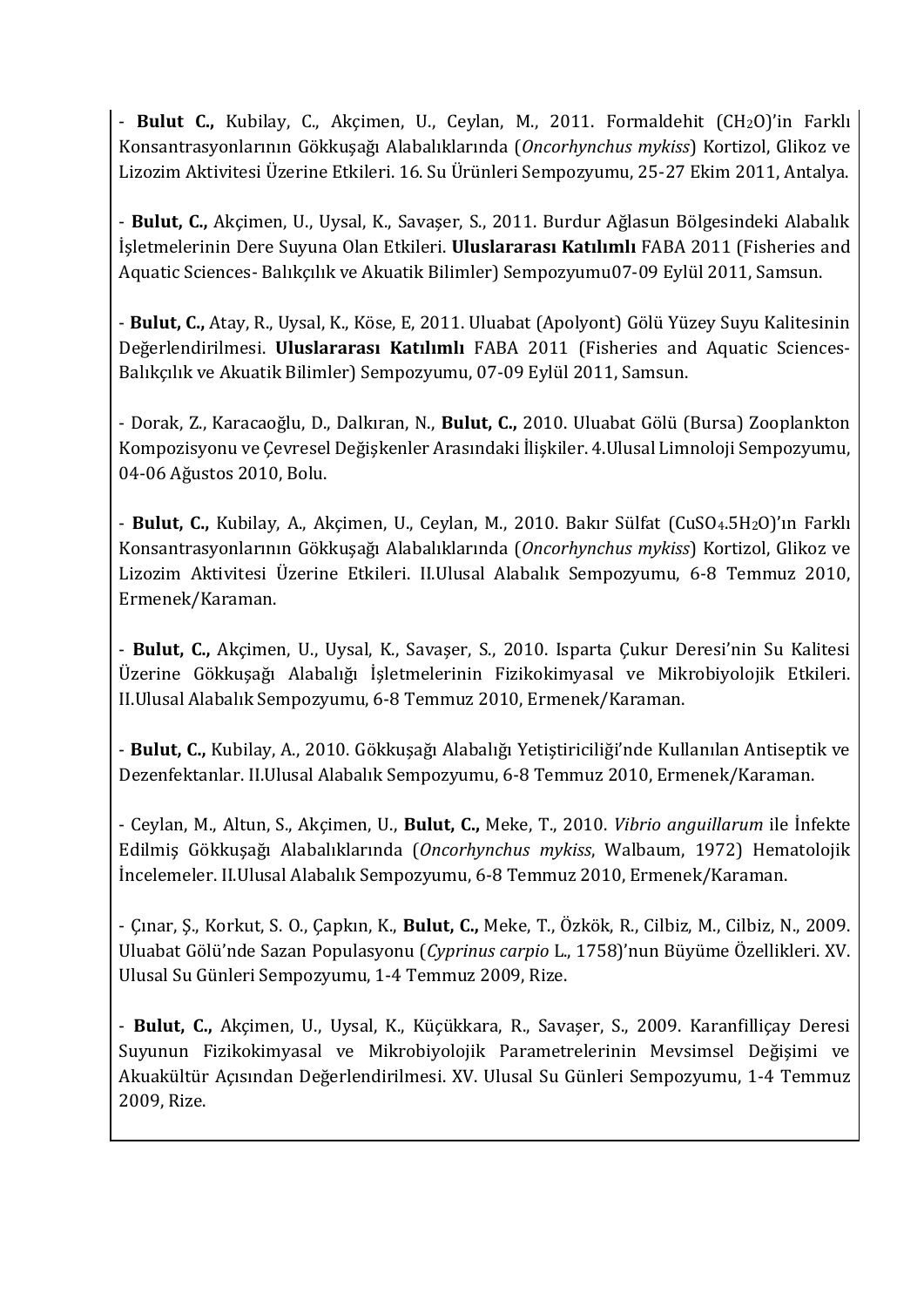- **Bulut C.,** Kubilay, C., Akçimen, U., Ceylan, M., 2011. Formaldehit ($CH_2O$)'in Farklı Konsantrasyonlarının Gökkuşağı Alabalıklarında (*Oncorhynchus mykiss*) Kortizol, Glikoz ve Lizozim Aktivitesi Üzerine Etkileri. 16. Su Ürünleri Sempozyumu, 25-27 Ekim 2011, Antalya.

- **Bulut, C.,** Akçimen, U., Uysal, K., Savaşer, S., 2011. Burdur Ağlasun Bölgesindeki Alabalık İşletmelerinin Dere Suyuna Olan Etkileri. **Uluslararası Katılımlı** FABA 2011 (Fisheries and Aquatic Sciences- Balıkçılık ve Akuatik Bilimler) Sempozyumu07-09 Eylül 2011, Samsun.

- **Bulut, C.,** Atay, R., Uysal, K., Köse, E, 2011. Uluabat (Apolyont) Gölü Yüzey Suyu Kalitesinin Değerlendirilmesi. **Uluslararası Katılımlı** FABA 2011 (Fisheries and Aquatic Sciences- Balıkçılık ve Akuatik Bilimler) Sempozyumu, 07-09 Eylül 2011, Samsun.

- Dorak, Z., Karacaoğlu, D., Dalkıran, N., **Bulut, C.,** 2010. Uluabat Gölü (Bursa) Zooplankton Kompozisyonu ve Çevresel Değişkenler Arasındaki İlişkiler. 4.Ulusal Limnoloji Sempozyumu, 04-06 Ağustos 2010, Bolu.

- **Bulut, C.,** Kubilay, A., Akçimen, U., Ceylan, M., 2010. Bakır Sülfat ($CuSO_4.5H_2O$)'ın Farklı Konsantrasyonlarının Gökkuşağı Alabalıklarında (*Oncorhynchus mykiss*) Kortizol, Glikoz ve Lizozim Aktivitesi Üzerine Etkileri. II.Ulusal Alabalık Sempozyumu, 6-8 Temmuz 2010, Ermenek/Karaman.

- **Bulut, C.,** Akçimen, U., Uysal, K., Savaşer, S., 2010. Isparta Çukur Deresi'nin Su Kalitesi Üzerine Gökkuşağı Alabalığı İşletmelerinin Fizikokimyasal ve Mikrobiyolojik Etkileri. II.Ulusal Alabalık Sempozyumu, 6-8 Temmuz 2010, Ermenek/Karaman.

- **Bulut, C.,** Kubilay, A., 2010. Gökkuşağı Alabalığı Yetiştiriciliği'nde Kullanılan Antiseptik ve Dezenfektanlar. II.Ulusal Alabalık Sempozyumu, 6-8 Temmuz 2010, Ermenek/Karaman.

- Ceylan, M., Altun, S., Akçimen, U., **Bulut, C.,** Meke, T., 2010. *Vibrio anguillarum* ile İnfekte Edilmiş Gökkuşağı Alabalıklarında (*Oncorhynchus mykiss*, Walbaum, 1972) Hematolojik İncelemeler. II.Ulusal Alabalık Sempozyumu, 6-8 Temmuz 2010, Ermenek/Karaman.

- Çınar, Ş., Korkut, S. O., Çapkın, K., **Bulut, C.,** Meke, T., Özkök, R., Cilbiz, M., Cilbiz, N., 2009. Uluabat Gölü'nde Sazan Populasyonu (*Cyprinus carpio* L., 1758)'nun Büyüme Özellikleri. XV. Ulusal Su Günleri Sempozyumu, 1-4 Temmuz 2009, Rize.

- **Bulut, C.,** Akçimen, U., Uysal, K., Küçükkara, R., Savaşer, S., 2009. Karanfilliçay Deresi Suyunun Fizikokimyasal ve Mikrobiyolojik Parametrelerinin Mevsimsel Değişimi ve Akuakültür Açısından Değerlendirilmesi. XV. Ulusal Su Günleri Sempozyumu, 1-4 Temmuz 2009, Rize.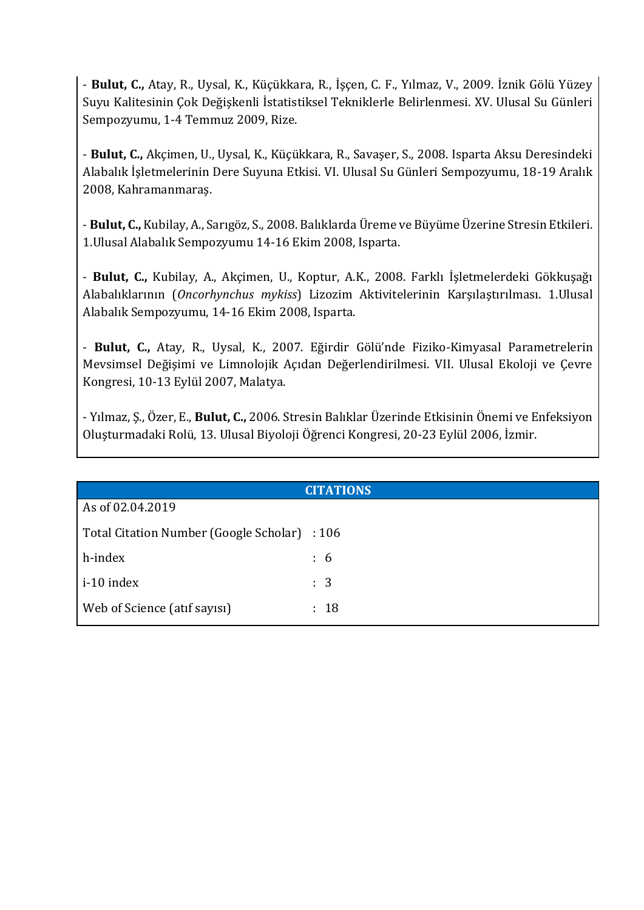- **Bulut, C.,** Atay, R., Uysal, K., Küçükkara, R., İşçen, C. F., Yılmaz, V., 2009. İznik Gölü Yüzey Suyu Kalitesinin Çok Değişkenli İstatistiksel Tekniklerle Belirlenmesi. XV. Ulusal Su Günleri Sempozyumu, 1-4 Temmuz 2009, Rize.

- **Bulut, C.,** Akçimen, U., Uysal, K., Küçükkara, R., Savaşer, S., 2008. Isparta Aksu Deresindeki Alabalık İşletmelerinin Dere Suyuna Etkisi. VI. Ulusal Su Günleri Sempozyumu, 18-19 Aralık 2008, Kahramanmaraş.

- **Bulut, C.,** Kubilay, A., Sarıgöz, S., 2008. Balıklarda Üreme ve Büyüme Üzerine Stresin Etkileri. 1.Ulusal Alabalık Sempozyumu 14-16 Ekim 2008, Isparta.

- **Bulut, C.,** Kubilay, A., Akçimen, U., Koptur, A.K., 2008. Farklı İşletmelerdeki Gökkuşağı Alabalıklarının (*Oncorhynchus mykiss*) Lizozim Aktivitelerinin Karşılaştırılması. 1.Ulusal Alabalık Sempozyumu, 14-16 Ekim 2008, Isparta.

- **Bulut, C.,** Atay, R., Uysal, K., 2007. Eğirdir Gölü'nde Fiziko-Kimyasal Parametrelerin Mevsimsel Değişimi ve Limnolojik Açıdan Değerlendirilmesi. VII. Ulusal Ekoloji ve Çevre Kongresi, 10-13 Eylül 2007, Malatya.

- Yılmaz, Ş., Özer, E., **Bulut, C.,** 2006. Stresin Balıklar Üzerinde Etkisinin Önemi ve Enfeksiyon Oluşturmadaki Rolü, 13. Ulusal Biyoloji Öğrenci Kongresi, 20-23 Eylül 2006, İzmir.

## CITATIONS

As of 02.04.2019

| | |
|---|---|
| Total Citation Number (Google Scholar) | : 106 |
| h-index | : 6 |
| i-10 index | : 3 |
| Web of Science (atıf sayısı) | : 18 |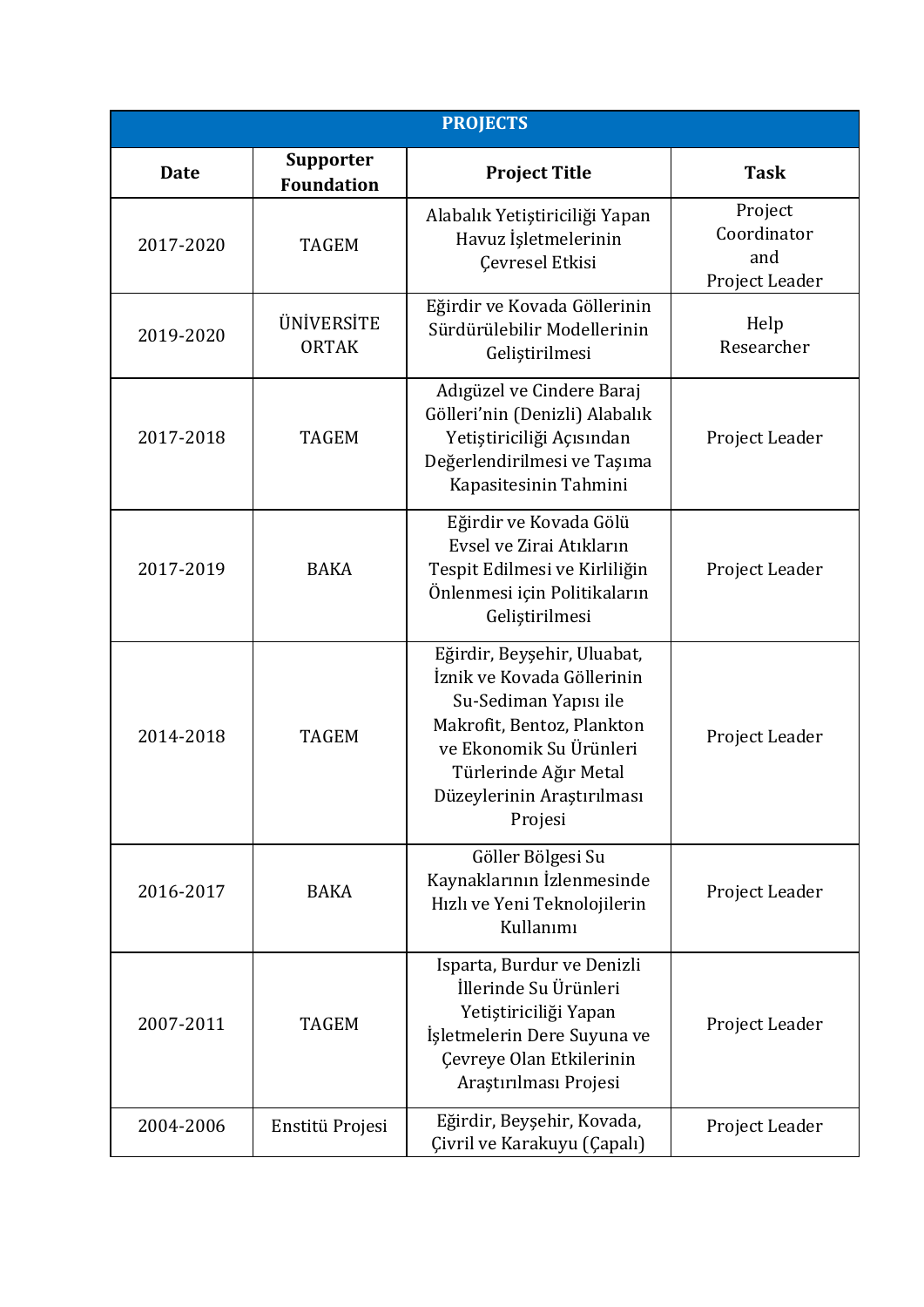| PROJECTS | | | |
|---|---|---|---|
| **Date** | **Supporter Foundation** | **Project Title** | **Task** |
| 2017-2020 | TAGEM | Alabalık Yetiştiriciliği Yapan Havuz İşletmelerinin Çevresel Etkisi | Project Coordinator and Project Leader |
| 2019-2020 | ÜNİVERSİTE ORTAK | Eğirdir ve Kovada Göllerinin Sürdürülebilir Modellerinin Geliştirilmesi | Help Researcher |
| 2017-2018 | TAGEM | Adıgüzel ve Cindere Baraj Gölleri'nin (Denizli) Alabalık Yetiştiriciliği Açısından Değerlendirilmesi ve Taşıma Kapasitesinin Tahmini | Project Leader |
| 2017-2019 | BAKA | Eğirdir ve Kovada Gölü Evsel ve Zirai Atıkların Tespit Edilmesi ve Kirliliğin Önlenmesi için Politikaların Geliştirilmesi | Project Leader |
| 2014-2018 | TAGEM | Eğirdir, Beyşehir, Uluabat, İznik ve Kovada Göllerinin Su-Sediman Yapısı ile Makrofit, Bentoz, Plankton ve Ekonomik Su Ürünleri Türlerinde Ağır Metal Düzeylerinin Araştırılması Projesi | Project Leader |
| 2016-2017 | BAKA | Göller Bölgesi Su Kaynaklarının İzlenmesinde Hızlı ve Yeni Teknolojilerin Kullanımı | Project Leader |
| 2007-2011 | TAGEM | Isparta, Burdur ve Denizli İllerinde Su Ürünleri Yetiştiriciliği Yapan İşletmelerin Dere Suyuna ve Çevreye Olan Etkilerinin Araştırılması Projesi | Project Leader |
| 2004-2006 | Enstitü Projesi | Eğirdir, Beyşehir, Kovada, Çivril ve Karakuyu (Çapalı) | Project Leader |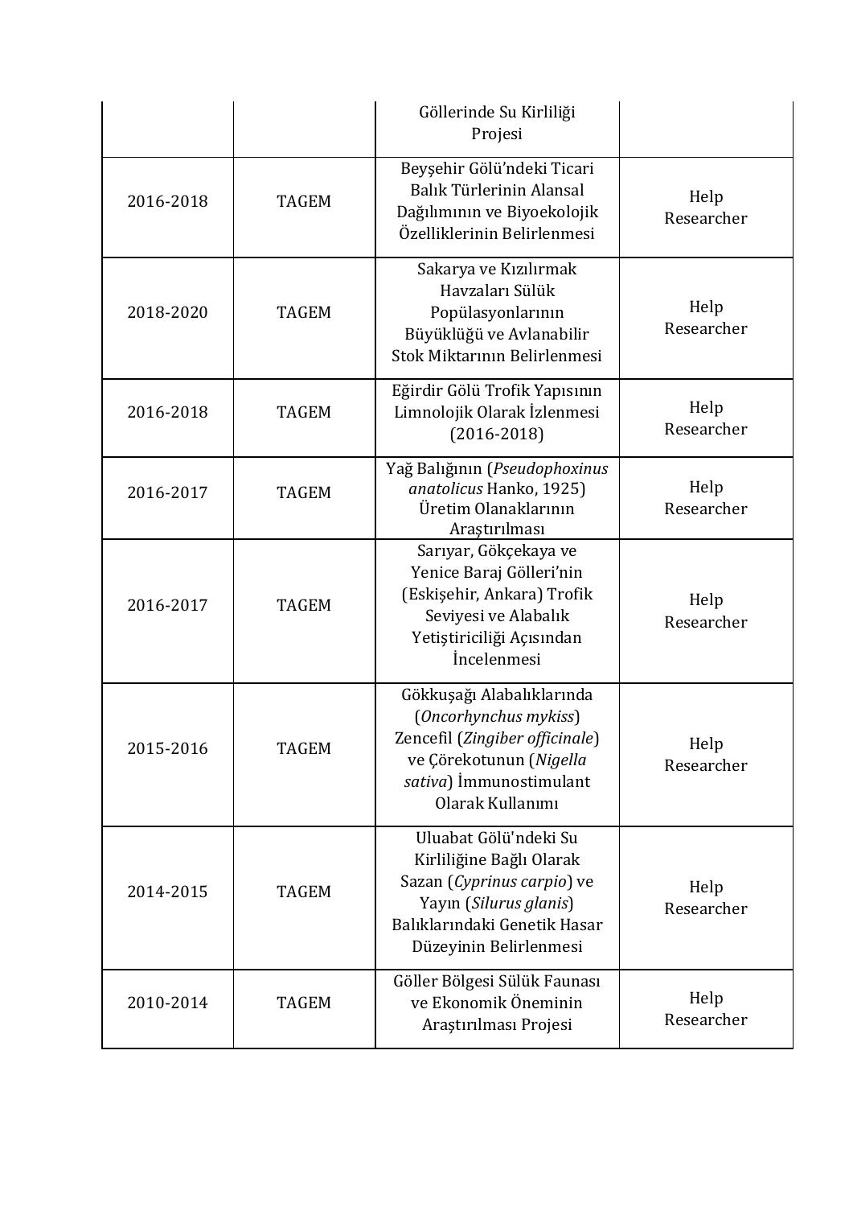| | | | |
|---|---|---|---|
| | | Göllerinde Su Kirliliği Projesi | |
| 2016-2018 | TAGEM | Beyşehir Gölü'ndeki Ticari Balık Türlerinin Alansal Dağılımının ve Biyoekolojik Özelliklerinin Belirlenmesi | Help Researcher |
| 2018-2020 | TAGEM | Sakarya ve Kızılırmak Havzaları Sülük Popülasyonlarının Büyüklüğü ve Avlanabilir Stok Miktarının Belirlenmesi | Help Researcher |
| 2016-2018 | TAGEM | Eğirdir Gölü Trofik Yapısının Limnolojik Olarak İzlenmesi (2016-2018) | Help Researcher |
| 2016-2017 | TAGEM | Yağ Balığının (*Pseudophoxinus anatolicus* Hanko, 1925) Üretim Olanaklarının Araştırılması | Help Researcher |
| 2016-2017 | TAGEM | Sarıyar, Gökçekaya ve Yenice Baraj Gölleri'nin (Eskişehir, Ankara) Trofik Seviyesi ve Alabalık Yetiştiriciliği Açısından İncelenmesi | Help Researcher |
| 2015-2016 | TAGEM | Gökkuşağı Alabalıklarında (*Oncorhynchus mykiss*) Zencefil (*Zingiber officinale*) ve Çörekotunun (*Nigella sativa*) İmmunostimulant Olarak Kullanımı | Help Researcher |
| 2014-2015 | TAGEM | Uluabat Gölü'ndeki Su Kirliliğine Bağlı Olarak Sazan (*Cyprinus carpio*) ve Yayın (*Silurus glanis*) Balıklarındaki Genetik Hasar Düzeyinin Belirlenmesi | Help Researcher |
| 2010-2014 | TAGEM | Göller Bölgesi Sülük Faunası ve Ekonomik Öneminin Araştırılması Projesi | Help Researcher |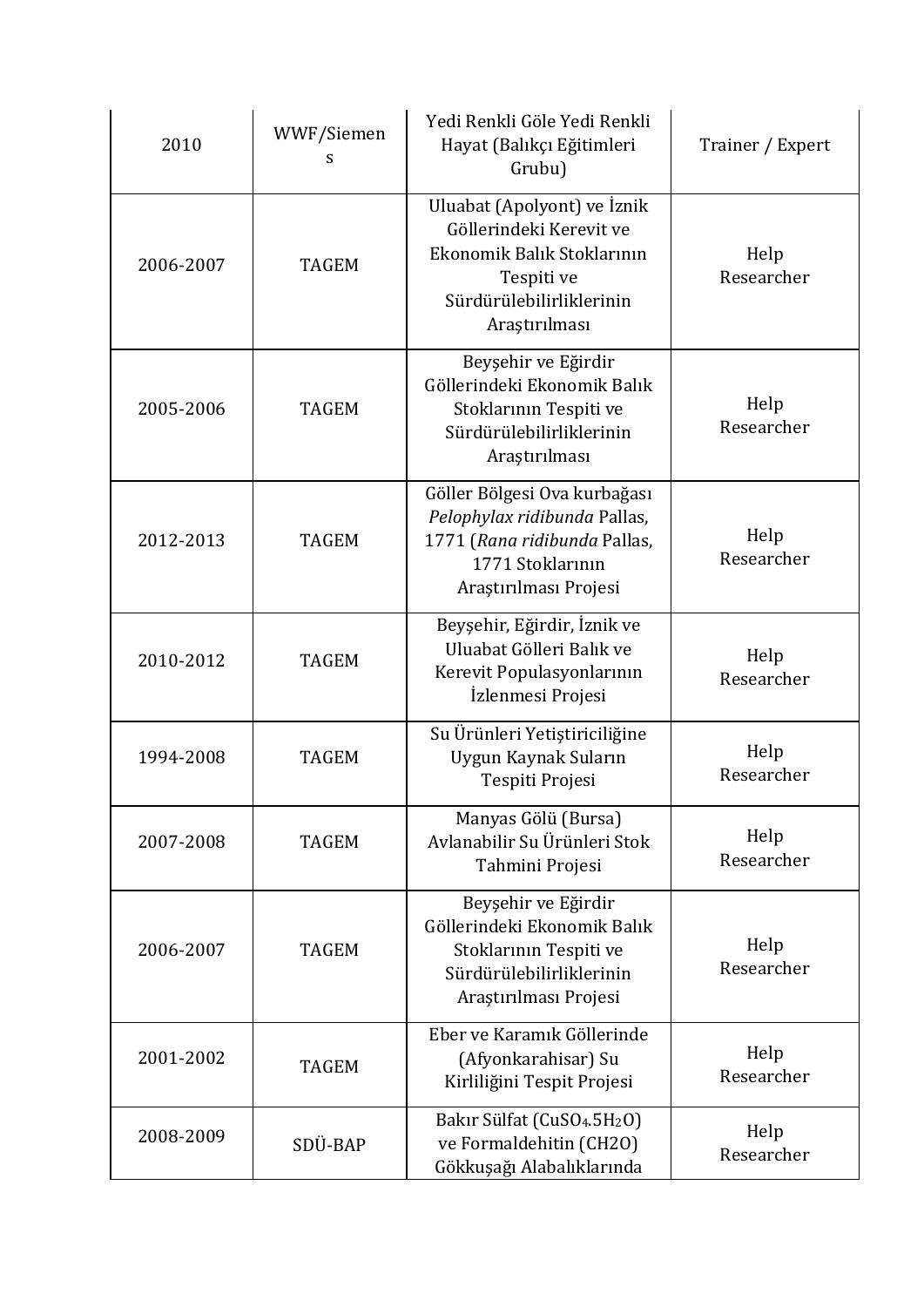| | | | |
|---|---|---|---|
| 2010 | WWF/Siemens | Yedi Renkli Göle Yedi Renkli Hayat (Balıkçı Eğitimleri Grubu) | Trainer / Expert |
| 2006-2007 | TAGEM | Uluabat (Apolyont) ve İznik Göllerindeki Kerevit ve Ekonomik Balık Stoklarının Tespiti ve Sürdürülebilirliklerinin Araştırılması | Help Researcher |
| 2005-2006 | TAGEM | Beyşehir ve Eğirdir Göllerindeki Ekonomik Balık Stoklarının Tespiti ve Sürdürülebilirliklerinin Araştırılması | Help Researcher |
| 2012-2013 | TAGEM | Göller Bölgesi Ova kurbağası *Pelophylax ridibunda* Pallas, 1771 (*Rana ridibunda* Pallas, 1771 Stoklarının Araştırılması Projesi | Help Researcher |
| 2010-2012 | TAGEM | Beyşehir, Eğirdir, İznik ve Uluabat Gölleri Balık ve Kerevit Populasyonlarının İzlenmesi Projesi | Help Researcher |
| 1994-2008 | TAGEM | Su Ürünleri Yetiştiriciliğine Uygun Kaynak Suların Tespiti Projesi | Help Researcher |
| 2007-2008 | TAGEM | Manyas Gölü (Bursa) Avlanabilir Su Ürünleri Stok Tahmini Projesi | Help Researcher |
| 2006-2007 | TAGEM | Beyşehir ve Eğirdir Göllerindeki Ekonomik Balık Stoklarının Tespiti ve Sürdürülebilirliklerinin Araştırılması Projesi | Help Researcher |
| 2001-2002 | TAGEM | Eber ve Karamık Göllerinde (Afyonkarahisar) Su Kirliliğini Tespit Projesi | Help Researcher |
| 2008-2009 | SDÜ-BAP | Bakır Sülfat ($CuSO_4.5H_2O$) ve Formaldehitin (CH2O) Gökkuşağı Alabalıklarında | Help Researcher |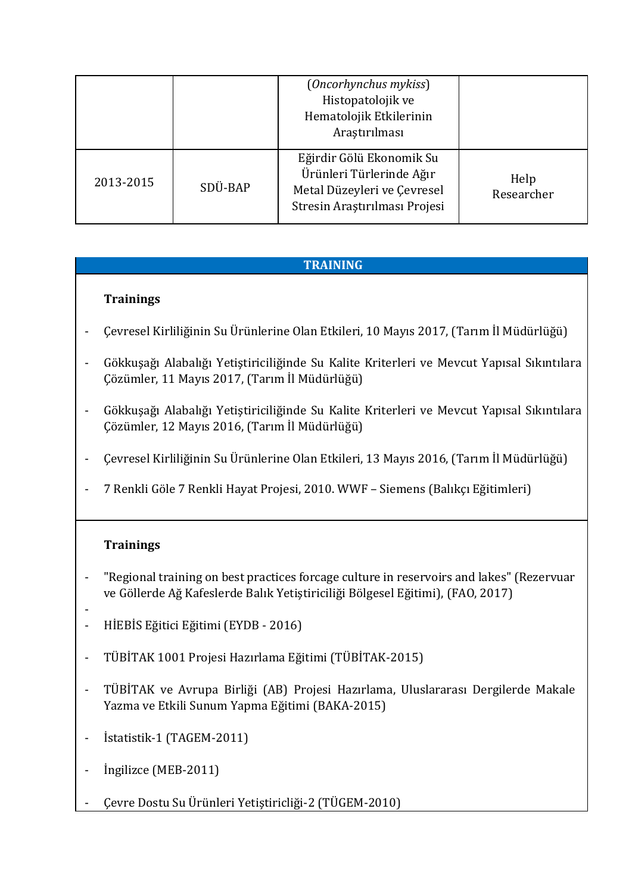| | | (*Oncorhynchus mykiss*) Histopatolojik ve Hematolojik Etkilerinin Araştırılması | |
|---|---|---|---|
| 2013-2015 | SDÜ-BAP | Eğirdir Gölü Ekonomik Su Ürünleri Türlerinde Ağır Metal Düzeyleri ve Çevresel Stresin Araştırılması Projesi | Help Researcher |

## TRAINING

**Trainings**

- Çevresel Kirliliğinin Su Ürünlerine Olan Etkileri, 10 Mayıs 2017, (Tarım İl Müdürlüğü)
- Gökkuşağı Alabalığı Yetiştiriciliğinde Su Kalite Kriterleri ve Mevcut Yapısal Sıkıntılara Çözümler, 11 Mayıs 2017, (Tarım İl Müdürlüğü)
- Gökkuşağı Alabalığı Yetiştiriciliğinde Su Kalite Kriterleri ve Mevcut Yapısal Sıkıntılara Çözümler, 12 Mayıs 2016, (Tarım İl Müdürlüğü)
- Çevresel Kirliliğinin Su Ürünlerine Olan Etkileri, 13 Mayıs 2016, (Tarım İl Müdürlüğü)
- 7 Renkli Göle 7 Renkli Hayat Projesi, 2010. WWF – Siemens (Balıkçı Eğitimleri)

**Trainings**

- "Regional training on best practices forcage culture in reservoirs and lakes" (Rezervuar ve Göllerde Ağ Kafeslerde Balık Yetiştiriciliği Bölgesel Eğitimi), (FAO, 2017)
-
- HİEBİS Eğitici Eğitimi (EYDB - 2016)
- TÜBİTAK 1001 Projesi Hazırlama Eğitimi (TÜBİTAK-2015)
- TÜBİTAK ve Avrupa Birliği (AB) Projesi Hazırlama, Uluslararası Dergilerde Makale Yazma ve Etkili Sunum Yapma Eğitimi (BAKA-2015)
- İstatistik-1 (TAGEM-2011)
- İngilizce (MEB-2011)
- Çevre Dostu Su Ürünleri Yetiştiricliği-2 (TÜGEM-2010)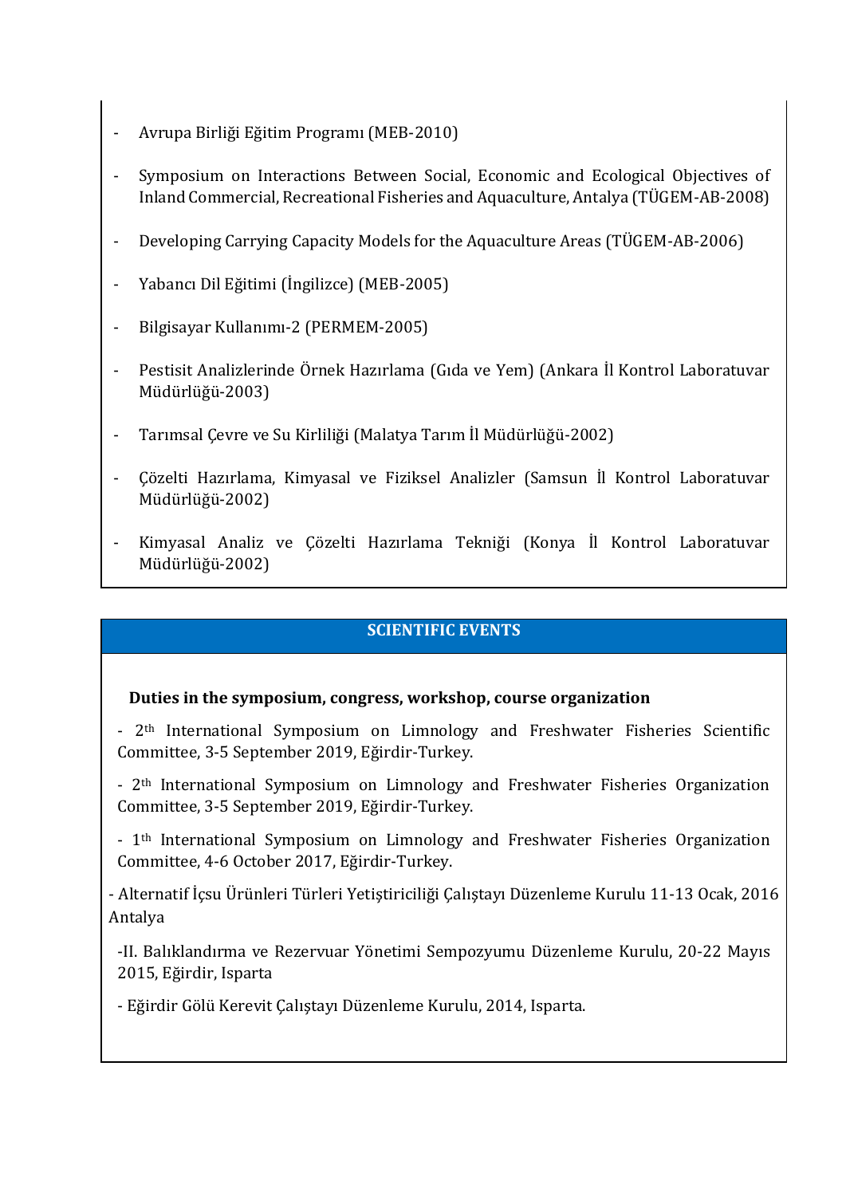- Avrupa Birliği Eğitim Programı (MEB-2010)
- Symposium on Interactions Between Social, Economic and Ecological Objectives of Inland Commercial, Recreational Fisheries and Aquaculture, Antalya (TÜGEM-AB-2008)
- Developing Carrying Capacity Models for the Aquaculture Areas (TÜGEM-AB-2006)
- Yabancı Dil Eğitimi (İngilizce) (MEB-2005)
- Bilgisayar Kullanımı-2 (PERMEM-2005)
- Pestisit Analizlerinde Örnek Hazırlama (Gıda ve Yem) (Ankara İl Kontrol Laboratuvar Müdürlüğü-2003)
- Tarımsal Çevre ve Su Kirliliği (Malatya Tarım İl Müdürlüğü-2002)
- Çözelti Hazırlama, Kimyasal ve Fiziksel Analizler (Samsun İl Kontrol Laboratuvar Müdürlüğü-2002)
- Kimyasal Analiz ve Çözelti Hazırlama Tekniği (Konya İl Kontrol Laboratuvar Müdürlüğü-2002)

## SCIENTIFIC EVENTS

**Duties in the symposium, congress, workshop, course organization**

- 2th International Symposium on Limnology and Freshwater Fisheries Scientific Committee, 3-5 September 2019, Eğirdir-Turkey.
- 2th International Symposium on Limnology and Freshwater Fisheries Organization Committee, 3-5 September 2019, Eğirdir-Turkey.
- 1th International Symposium on Limnology and Freshwater Fisheries Organization Committee, 4-6 October 2017, Eğirdir-Turkey.
- Alternatif İçsu Ürünleri Türleri Yetiştiriciliği Çalıştayı Düzenleme Kurulu 11-13 Ocak, 2016 Antalya
- II. Balıklandırma ve Rezervuar Yönetimi Sempozyumu Düzenleme Kurulu, 20-22 Mayıs 2015, Eğirdir, Isparta
- Eğirdir Gölü Kerevit Çalıştayı Düzenleme Kurulu, 2014, Isparta.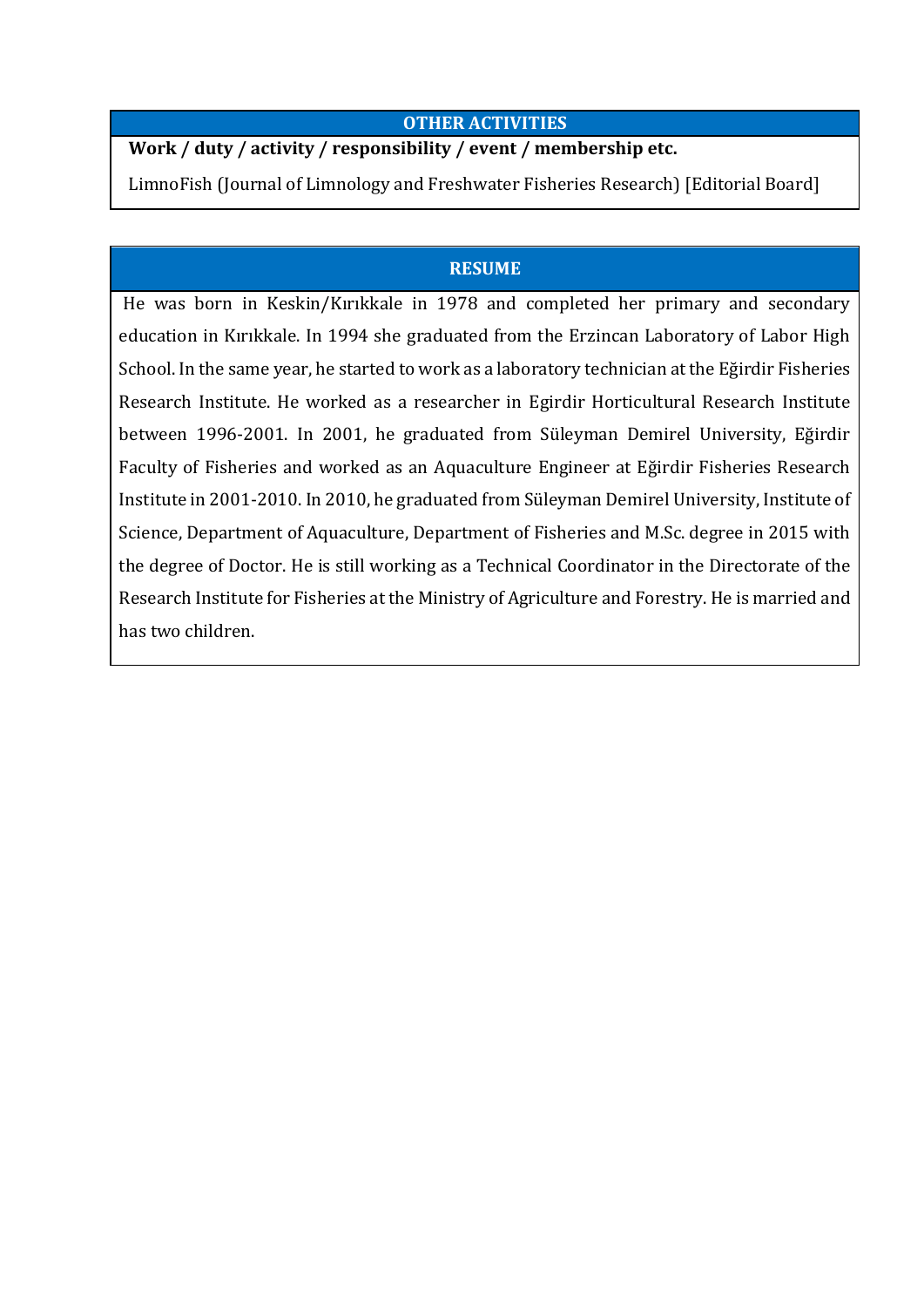## OTHER ACTIVITIES

**Work / duty / activity / responsibility / event / membership etc.**

LimnoFish (Journal of Limnology and Freshwater Fisheries Research) [Editorial Board]

## RESUME

He was born in Keskin/Kırıkkale in 1978 and completed her primary and secondary education in Kırıkkale. In 1994 she graduated from the Erzincan Laboratory of Labor High School. In the same year, he started to work as a laboratory technician at the Eğirdir Fisheries Research Institute. He worked as a researcher in Egirdir Horticultural Research Institute between 1996-2001. In 2001, he graduated from Süleyman Demirel University, Eğirdir Faculty of Fisheries and worked as an Aquaculture Engineer at Eğirdir Fisheries Research Institute in 2001-2010. In 2010, he graduated from Süleyman Demirel University, Institute of Science, Department of Aquaculture, Department of Fisheries and M.Sc. degree in 2015 with the degree of Doctor. He is still working as a Technical Coordinator in the Directorate of the Research Institute for Fisheries at the Ministry of Agriculture and Forestry. He is married and has two children.